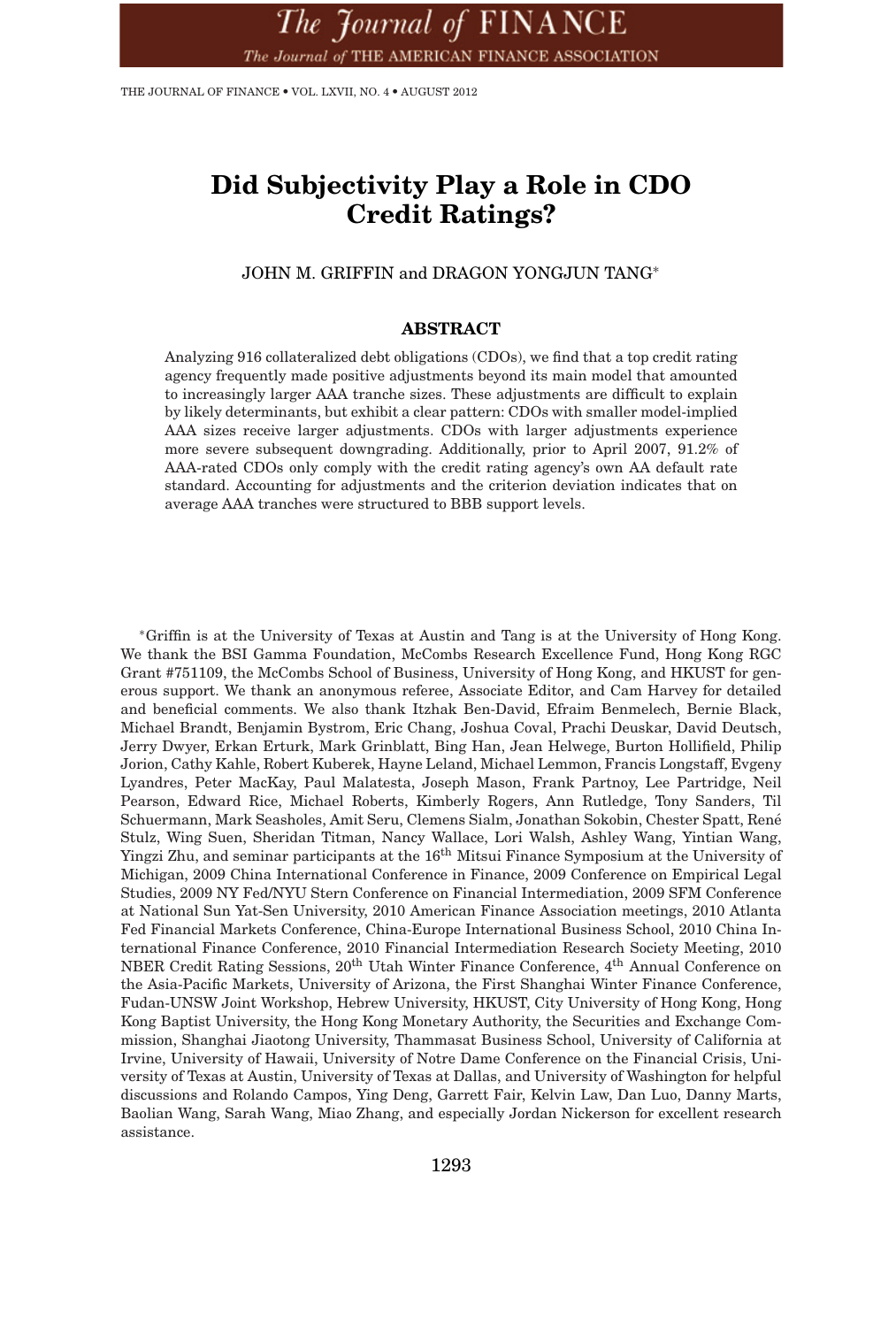# Did Subjectivity Play a Role in CDO Credit Ratings?

JOHN M. GRIFFIN and DRAGON YONGJUN TANG*

## ABSTRACT

Analyzing 916 collateralized debt obligations (CDOs), we find that a top credit rating agency frequently made positive adjustments beyond its main model that amounted to increasingly larger AAA tranche sizes. These adjustments are difficult to explain by likely determinants, but exhibit a clear pattern: CDOs with smaller model-implied AAA sizes receive larger adjustments. CDOs with larger adjustments experience more severe subsequent downgrading. Additionally, prior to April 2007, 91.2% of AAA-rated CDOs only comply with the credit rating agency's own AA default rate standard. Accounting for adjustments and the criterion deviation indicates that on average AAA tranches were structured to BBB support levels.

*Griffin is at the University of Texas at Austin and Tang is at the University of Hong Kong. We thank the BSI Gamma Foundation, McCombs Research Excellence Fund, Hong Kong RGC Grant #751109, the McCombs School of Business, University of Hong Kong, and HKUST for generous support. We thank an anonymous referee, Associate Editor, and Cam Harvey for detailed and beneficial comments. We also thank Itzhak Ben-David, Efraim Benmelech, Bernie Black, Michael Brandt, Benjamin Bystrom, Eric Chang, Joshua Coval, Prachi Deuskar, David Deutsch, Jerry Dwyer, Erkan Erturk, Mark Grinblatt, Bing Han, Jean Helwege, Burton Hollifield, Philip Jorion, Cathy Kahle, Robert Kuberek, Hayne Leland, Michael Lemmon, Francis Longstaff, Evgeny Lyandres, Peter MacKay, Paul Malatesta, Joseph Mason, Frank Partnoy, Lee Partridge, Neil Pearson, Edward Rice, Michael Roberts, Kimberly Rogers, Ann Rutledge, Tony Sanders, Til Schuermann, Mark Seasholes, Amit Seru, Clemens Sialm, Jonathan Sokobin, Chester Spatt, René Stulz, Wing Suen, Sheridan Titman, Nancy Wallace, Lori Walsh, Ashley Wang, Yintian Wang, Yingzi Zhu, and seminar participants at the 16th Mitsui Finance Symposium at the University of Michigan, 2009 China International Conference in Finance, 2009 Conference on Empirical Legal Studies, 2009 NY Fed/NYU Stern Conference on Financial Intermediation, 2009 SFM Conference at National Sun Yat-Sen University, 2010 American Finance Association meetings, 2010 Atlanta Fed Financial Markets Conference, China-Europe International Business School, 2010 China International Finance Conference, 2010 Financial Intermediation Research Society Meeting, 2010 NBER Credit Rating Sessions, 20th Utah Winter Finance Conference, 4th Annual Conference on the Asia-Pacific Markets, University of Arizona, the First Shanghai Winter Finance Conference, Fudan-UNSW Joint Workshop, Hebrew University, HKUST, City University of Hong Kong, Hong Kong Baptist University, the Hong Kong Monetary Authority, the Securities and Exchange Commission, Shanghai Jiaotong University, Thammasat Business School, University of California at Irvine, University of Hawaii, University of Notre Dame Conference on the Financial Crisis, University of Texas at Austin, University of Texas at Dallas, and University of Washington for helpful discussions and Rolando Campos, Ying Deng, Garrett Fair, Kelvin Law, Dan Luo, Danny Marts, Baolian Wang, Sarah Wang, Miao Zhang, and especially Jordan Nickerson for excellent research assistance.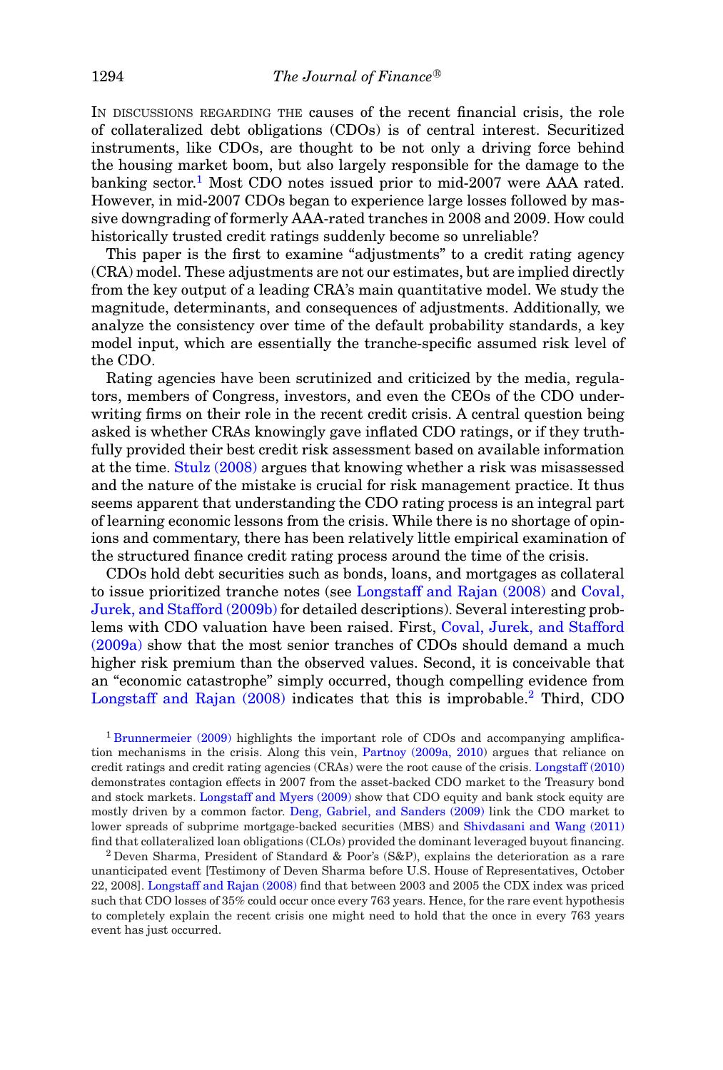In discussions regarding the causes of the recent financial crisis, the role of collateralized debt obligations (CDOs) is of central interest. Securitized instruments, like CDOs, are thought to be not only a driving force behind the housing market boom, but also largely responsible for the damage to the banking sector.[1] Most CDO notes issued prior to mid-2007 were AAA rated. However, in mid-2007 CDOs began to experience large losses followed by massive downgrading of formerly AAA-rated tranches in 2008 and 2009. How could historically trusted credit ratings suddenly become so unreliable?

This paper is the first to examine "adjustments" to a credit rating agency (CRA) model. These adjustments are not our estimates, but are implied directly from the key output of a leading CRA's main quantitative model. We study the magnitude, determinants, and consequences of adjustments. Additionally, we analyze the consistency over time of the default probability standards, a key model input, which are essentially the tranche-specific assumed risk level of the CDO.

Rating agencies have been scrutinized and criticized by the media, regulators, members of Congress, investors, and even the CEOs of the CDO underwriting firms on their role in the recent credit crisis. A central question being asked is whether CRAs knowingly gave inflated CDO ratings, or if they truthfully provided their best credit risk assessment based on available information at the time. Stulz (2008) argues that knowing whether a risk was misassessed and the nature of the mistake is crucial for risk management practice. It thus seems apparent that understanding the CDO rating process is an integral part of learning economic lessons from the crisis. While there is no shortage of opinions and commentary, there has been relatively little empirical examination of the structured finance credit rating process around the time of the crisis.

CDOs hold debt securities such as bonds, loans, and mortgages as collateral to issue prioritized tranche notes (see Longstaff and Rajan (2008) and Coval, Jurek, and Stafford (2009b) for detailed descriptions). Several interesting problems with CDO valuation have been raised. First, Coval, Jurek, and Stafford (2009a) show that the most senior tranches of CDOs should demand a much higher risk premium than the observed values. Second, it is conceivable that an "economic catastrophe" simply occurred, though compelling evidence from Longstaff and Rajan (2008) indicates that this is improbable.[2] Third, CDO

[1] Brunnermeier (2009) highlights the important role of CDOs and accompanying amplification mechanisms in the crisis. Along this vein, Partnoy (2009a, 2010) argues that reliance on credit ratings and credit rating agencies (CRAs) were the root cause of the crisis. Longstaff (2010) demonstrates contagion effects in 2007 from the asset-backed CDO market to the Treasury bond and stock markets. Longstaff and Myers (2009) show that CDO equity and bank stock equity are mostly driven by a common factor. Deng, Gabriel, and Sanders (2009) link the CDO market to lower spreads of subprime mortgage-backed securities (MBS) and Shivdasani and Wang (2011) find that collateralized loan obligations (CLOs) provided the dominant leveraged buyout financing.

[2] Deven Sharma, President of Standard & Poor's (S&P), explains the deterioration as a rare unanticipated event [Testimony of Deven Sharma before U.S. House of Representatives, October 22, 2008]. Longstaff and Rajan (2008) find that between 2003 and 2005 the CDX index was priced such that CDO losses of 35% could occur once every 763 years. Hence, for the rare event hypothesis to completely explain the recent crisis one might need to hold that the once in every 763 years event has just occurred.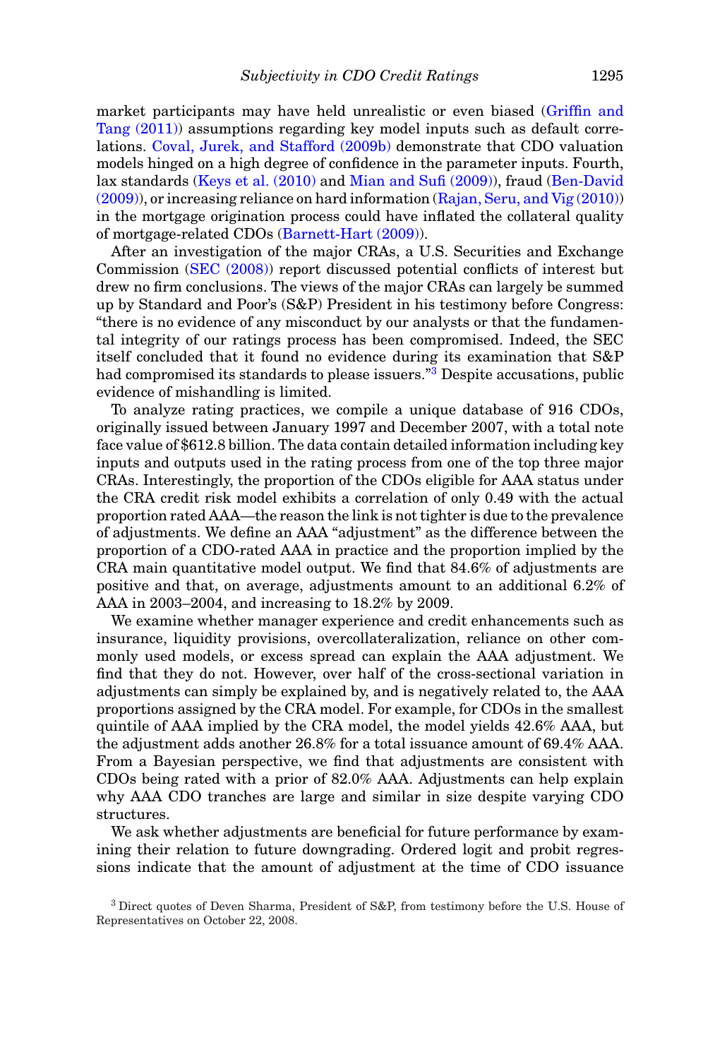market participants may have held unrealistic or even biased (Griffin and Tang (2011)) assumptions regarding key model inputs such as default correlations. Coval, Jurek, and Stafford (2009b) demonstrate that CDO valuation models hinged on a high degree of confidence in the parameter inputs. Fourth, lax standards (Keys et al. (2010) and Mian and Sufi (2009)), fraud (Ben-David (2009)), or increasing reliance on hard information (Rajan, Seru, and Vig (2010)) in the mortgage origination process could have inflated the collateral quality of mortgage-related CDOs (Barnett-Hart (2009)).

After an investigation of the major CRAs, a U.S. Securities and Exchange Commission (SEC (2008)) report discussed potential conflicts of interest but drew no firm conclusions. The views of the major CRAs can largely be summed up by Standard and Poor's (S&P) President in his testimony before Congress: "there is no evidence of any misconduct by our analysts or that the fundamental integrity of our ratings process has been compromised. Indeed, the SEC itself concluded that it found no evidence during its examination that S&P had compromised its standards to please issuers."[3] Despite accusations, public evidence of mishandling is limited.

To analyze rating practices, we compile a unique database of 916 CDOs, originally issued between January 1997 and December 2007, with a total note face value of $612.8 billion. The data contain detailed information including key inputs and outputs used in the rating process from one of the top three major CRAs. Interestingly, the proportion of the CDOs eligible for AAA status under the CRA credit risk model exhibits a correlation of only 0.49 with the actual proportion rated AAA—the reason the link is not tighter is due to the prevalence of adjustments. We define an AAA "adjustment" as the difference between the proportion of a CDO-rated AAA in practice and the proportion implied by the CRA main quantitative model output. We find that 84.6% of adjustments are positive and that, on average, adjustments amount to an additional 6.2% of AAA in 2003–2004, and increasing to 18.2% by 2009.

We examine whether manager experience and credit enhancements such as insurance, liquidity provisions, overcollateralization, reliance on other commonly used models, or excess spread can explain the AAA adjustment. We find that they do not. However, over half of the cross-sectional variation in adjustments can simply be explained by, and is negatively related to, the AAA proportions assigned by the CRA model. For example, for CDOs in the smallest quintile of AAA implied by the CRA model, the model yields 42.6% AAA, but the adjustment adds another 26.8% for a total issuance amount of 69.4% AAA. From a Bayesian perspective, we find that adjustments are consistent with CDOs being rated with a prior of 82.0% AAA. Adjustments can help explain why AAA CDO tranches are large and similar in size despite varying CDO structures.

We ask whether adjustments are beneficial for future performance by examining their relation to future downgrading. Ordered logit and probit regressions indicate that the amount of adjustment at the time of CDO issuance

[3] Direct quotes of Deven Sharma, President of S&P, from testimony before the U.S. House of Representatives on October 22, 2008.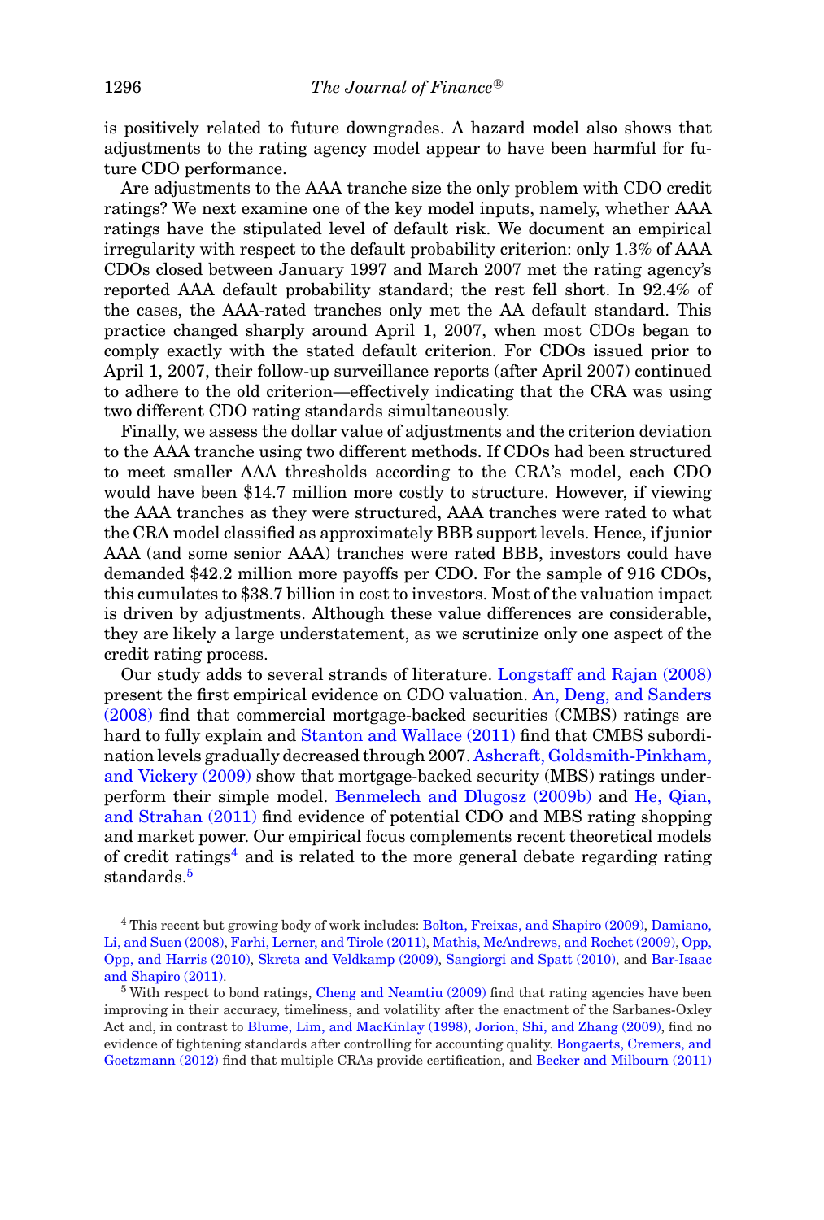is positively related to future downgrades. A hazard model also shows that adjustments to the rating agency model appear to have been harmful for future CDO performance.

Are adjustments to the AAA tranche size the only problem with CDO credit ratings? We next examine one of the key model inputs, namely, whether AAA ratings have the stipulated level of default risk. We document an empirical irregularity with respect to the default probability criterion: only 1.3% of AAA CDOs closed between January 1997 and March 2007 met the rating agency's reported AAA default probability standard; the rest fell short. In 92.4% of the cases, the AAA-rated tranches only met the AA default standard. This practice changed sharply around April 1, 2007, when most CDOs began to comply exactly with the stated default criterion. For CDOs issued prior to April 1, 2007, their follow-up surveillance reports (after April 2007) continued to adhere to the old criterion—effectively indicating that the CRA was using two different CDO rating standards simultaneously.

Finally, we assess the dollar value of adjustments and the criterion deviation to the AAA tranche using two different methods. If CDOs had been structured to meet smaller AAA thresholds according to the CRA's model, each CDO would have been \$14.7 million more costly to structure. However, if viewing the AAA tranches as they were structured, AAA tranches were rated to what the CRA model classified as approximately BBB support levels. Hence, if junior AAA (and some senior AAA) tranches were rated BBB, investors could have demanded \$42.2 million more payoffs per CDO. For the sample of 916 CDOs, this cumulates to \$38.7 billion in cost to investors. Most of the valuation impact is driven by adjustments. Although these value differences are considerable, they are likely a large understatement, as we scrutinize only one aspect of the credit rating process.

Our study adds to several strands of literature. Longstaff and Rajan (2008) present the first empirical evidence on CDO valuation. An, Deng, and Sanders (2008) find that commercial mortgage-backed securities (CMBS) ratings are hard to fully explain and Stanton and Wallace (2011) find that CMBS subordination levels gradually decreased through 2007. Ashcraft, Goldsmith-Pinkham, and Vickery (2009) show that mortgage-backed security (MBS) ratings underperform their simple model. Benmelech and Dlugosz (2009b) and He, Qian, and Strahan (2011) find evidence of potential CDO and MBS rating shopping and market power. Our empirical focus complements recent theoretical models of credit ratings[4] and is related to the more general debate regarding rating standards.[5]

[4] This recent but growing body of work includes: Bolton, Freixas, and Shapiro (2009), Damiano, Li, and Suen (2008), Farhi, Lerner, and Tirole (2011), Mathis, McAndrews, and Rochet (2009), Opp, Opp, and Harris (2010), Skreta and Veldkamp (2009), Sangiorgi and Spatt (2010), and Bar-Isaac and Shapiro (2011).

[5] With respect to bond ratings, Cheng and Neamtiu (2009) find that rating agencies have been improving in their accuracy, timeliness, and volatility after the enactment of the Sarbanes-Oxley Act and, in contrast to Blume, Lim, and MacKinlay (1998), Jorion, Shi, and Zhang (2009), find no evidence of tightening standards after controlling for accounting quality. Bongaerts, Cremers, and Goetzmann (2012) find that multiple CRAs provide certification, and Becker and Milbourn (2011)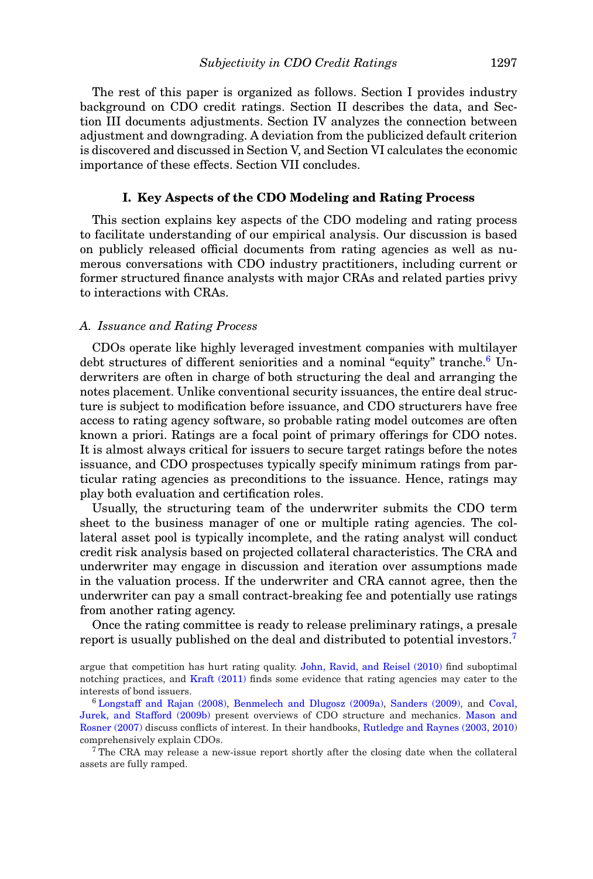The rest of this paper is organized as follows. Section I provides industry background on CDO credit ratings. Section II describes the data, and Section III documents adjustments. Section IV analyzes the connection between adjustment and downgrading. A deviation from the publicized default criterion is discovered and discussed in Section V, and Section VI calculates the economic importance of these effects. Section VII concludes.

## I. Key Aspects of the CDO Modeling and Rating Process

This section explains key aspects of the CDO modeling and rating process to facilitate understanding of our empirical analysis. Our discussion is based on publicly released official documents from rating agencies as well as numerous conversations with CDO industry practitioners, including current or former structured finance analysts with major CRAs and related parties privy to interactions with CRAs.

### *A. Issuance and Rating Process*

CDOs operate like highly leveraged investment companies with multilayer debt structures of different seniorities and a nominal "equity" tranche.[6] Underwriters are often in charge of both structuring the deal and arranging the notes placement. Unlike conventional security issuances, the entire deal structure is subject to modification before issuance, and CDO structurers have free access to rating agency software, so probable rating model outcomes are often known a priori. Ratings are a focal point of primary offerings for CDO notes. It is almost always critical for issuers to secure target ratings before the notes issuance, and CDO prospectuses typically specify minimum ratings from particular rating agencies as preconditions to the issuance. Hence, ratings may play both evaluation and certification roles.

Usually, the structuring team of the underwriter submits the CDO term sheet to the business manager of one or multiple rating agencies. The collateral asset pool is typically incomplete, and the rating analyst will conduct credit risk analysis based on projected collateral characteristics. The CRA and underwriter may engage in discussion and iteration over assumptions made in the valuation process. If the underwriter and CRA cannot agree, then the underwriter can pay a small contract-breaking fee and potentially use ratings from another rating agency.

Once the rating committee is ready to release preliminary ratings, a presale report is usually published on the deal and distributed to potential investors.[7]

argue that competition has hurt rating quality. John, Ravid, and Reisel (2010) find suboptimal notching practices, and Kraft (2011) finds some evidence that rating agencies may cater to the interests of bond issuers.

[6] Longstaff and Rajan (2008), Benmelech and Dlugosz (2009a), Sanders (2009), and Coval, Jurek, and Stafford (2009b) present overviews of CDO structure and mechanics. Mason and Rosner (2007) discuss conflicts of interest. In their handbooks, Rutledge and Raynes (2003, 2010) comprehensively explain CDOs.

[7] The CRA may release a new-issue report shortly after the closing date when the collateral assets are fully ramped.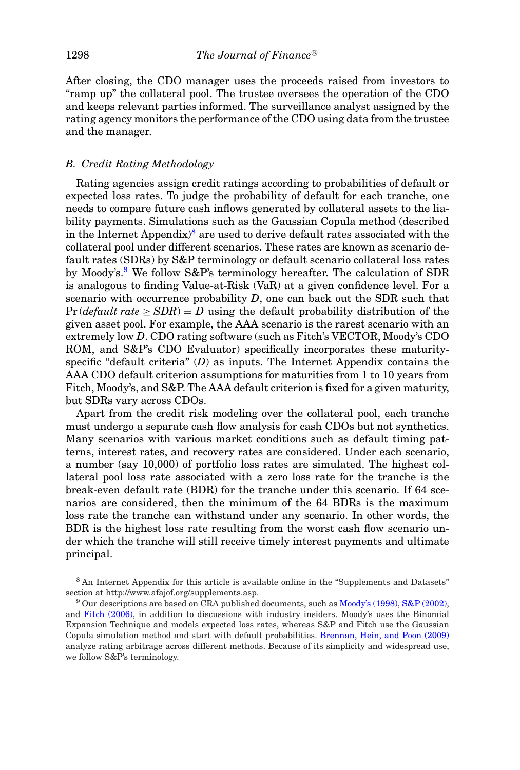After closing, the CDO manager uses the proceeds raised from investors to "ramp up" the collateral pool. The trustee oversees the operation of the CDO and keeps relevant parties informed. The surveillance analyst assigned by the rating agency monitors the performance of the CDO using data from the trustee and the manager.

### *B. Credit Rating Methodology*

Rating agencies assign credit ratings according to probabilities of default or expected loss rates. To judge the probability of default for each tranche, one needs to compare future cash inflows generated by collateral assets to the liability payments. Simulations such as the Gaussian Copula method (described in the Internet Appendix)[8] are used to derive default rates associated with the collateral pool under different scenarios. These rates are known as scenario default rates (SDRs) by S&P terminology or default scenario collateral loss rates by Moody's.[9] We follow S&P's terminology hereafter. The calculation of SDR is analogous to finding Value-at-Risk (VaR) at a given confidence level. For a scenario with occurrence probability $D$, one can back out the SDR such that $\Pr(\textit{default rate} \geq \textit{SDR}) = D$ using the default probability distribution of the given asset pool. For example, the AAA scenario is the rarest scenario with an extremely low $D$. CDO rating software (such as Fitch's VECTOR, Moody's CDO ROM, and S&P's CDO Evaluator) specifically incorporates these maturity-specific "default criteria" ($D$) as inputs. The Internet Appendix contains the AAA CDO default criterion assumptions for maturities from 1 to 10 years from Fitch, Moody's, and S&P. The AAA default criterion is fixed for a given maturity, but SDRs vary across CDOs.

Apart from the credit risk modeling over the collateral pool, each tranche must undergo a separate cash flow analysis for cash CDOs but not synthetics. Many scenarios with various market conditions such as default timing patterns, interest rates, and recovery rates are considered. Under each scenario, a number (say 10,000) of portfolio loss rates are simulated. The highest collateral pool loss rate associated with a zero loss rate for the tranche is the break-even default rate (BDR) for the tranche under this scenario. If 64 scenarios are considered, then the minimum of the 64 BDRs is the maximum loss rate the tranche can withstand under any scenario. In other words, the BDR is the highest loss rate resulting from the worst cash flow scenario under which the tranche will still receive timely interest payments and ultimate principal.

[8] An Internet Appendix for this article is available online in the "Supplements and Datasets" section at http://www.afajof.org/supplements.asp.

[9] Our descriptions are based on CRA published documents, such as Moody's (1998), S&P (2002), and Fitch (2006), in addition to discussions with industry insiders. Moody's uses the Binomial Expansion Technique and models expected loss rates, whereas S&P and Fitch use the Gaussian Copula simulation method and start with default probabilities. Brennan, Hein, and Poon (2009) analyze rating arbitrage across different methods. Because of its simplicity and widespread use, we follow S&P's terminology.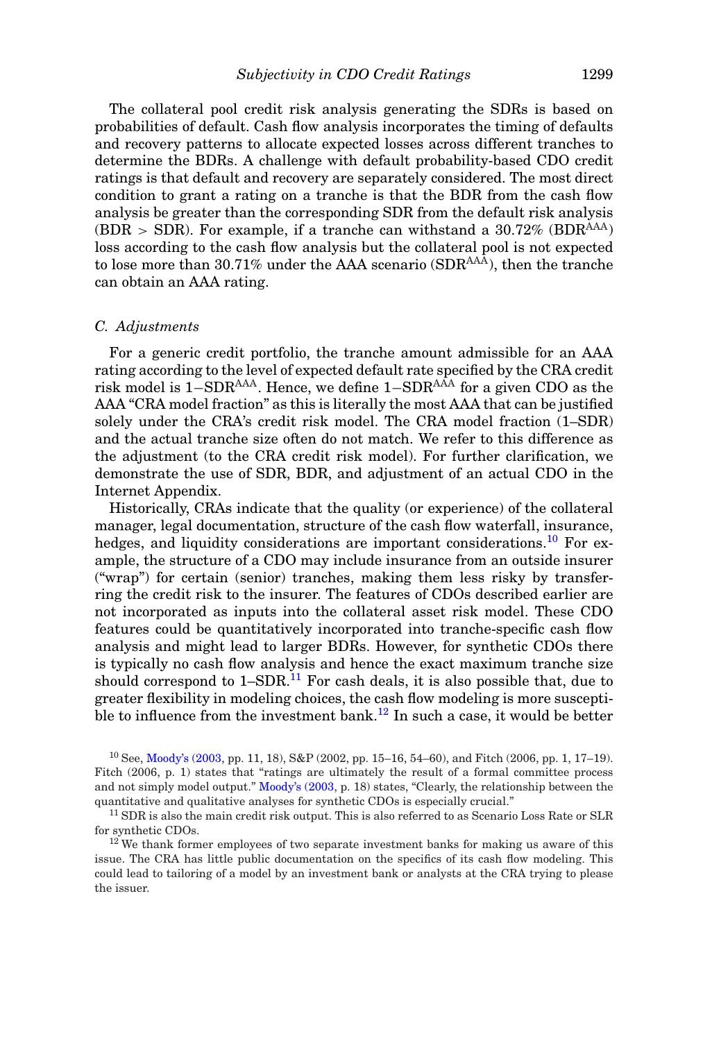The collateral pool credit risk analysis generating the SDRs is based on probabilities of default. Cash flow analysis incorporates the timing of defaults and recovery patterns to allocate expected losses across different tranches to determine the BDRs. A challenge with default probability-based CDO credit ratings is that default and recovery are separately considered. The most direct condition to grant a rating on a tranche is that the BDR from the cash flow analysis be greater than the corresponding SDR from the default risk analysis (BDR > SDR). For example, if a tranche can withstand a 30.72% ($BDR^{AAA}$) loss according to the cash flow analysis but the collateral pool is not expected to lose more than 30.71% under the AAA scenario ($SDR^{AAA}$), then the tranche can obtain an AAA rating.

### *C. Adjustments*

For a generic credit portfolio, the tranche amount admissible for an AAA rating according to the level of expected default rate specified by the CRA credit risk model is $1-SDR^{AAA}$. Hence, we define $1-SDR^{AAA}$ for a given CDO as the AAA "CRA model fraction" as this is literally the most AAA that can be justified solely under the CRA's credit risk model. The CRA model fraction (1–SDR) and the actual tranche size often do not match. We refer to this difference as the adjustment (to the CRA credit risk model). For further clarification, we demonstrate the use of SDR, BDR, and adjustment of an actual CDO in the Internet Appendix.

Historically, CRAs indicate that the quality (or experience) of the collateral manager, legal documentation, structure of the cash flow waterfall, insurance, hedges, and liquidity considerations are important considerations.[10] For example, the structure of a CDO may include insurance from an outside insurer ("wrap") for certain (senior) tranches, making them less risky by transferring the credit risk to the insurer. The features of CDOs described earlier are not incorporated as inputs into the collateral asset risk model. These CDO features could be quantitatively incorporated into tranche-specific cash flow analysis and might lead to larger BDRs. However, for synthetic CDOs there is typically no cash flow analysis and hence the exact maximum tranche size should correspond to 1–SDR.[11] For cash deals, it is also possible that, due to greater flexibility in modeling choices, the cash flow modeling is more susceptible to influence from the investment bank.[12] In such a case, it would be better

[10] See, Moody's (2003, pp. 11, 18), S&P (2002, pp. 15–16, 54–60), and Fitch (2006, pp. 1, 17–19). Fitch (2006, p. 1) states that "ratings are ultimately the result of a formal committee process and not simply model output." Moody's (2003, p. 18) states, "Clearly, the relationship between the quantitative and qualitative analyses for synthetic CDOs is especially crucial."

[11] SDR is also the main credit risk output. This is also referred to as Scenario Loss Rate or SLR for synthetic CDOs.

[12] We thank former employees of two separate investment banks for making us aware of this issue. The CRA has little public documentation on the specifics of its cash flow modeling. This could lead to tailoring of a model by an investment bank or analysts at the CRA trying to please the issuer.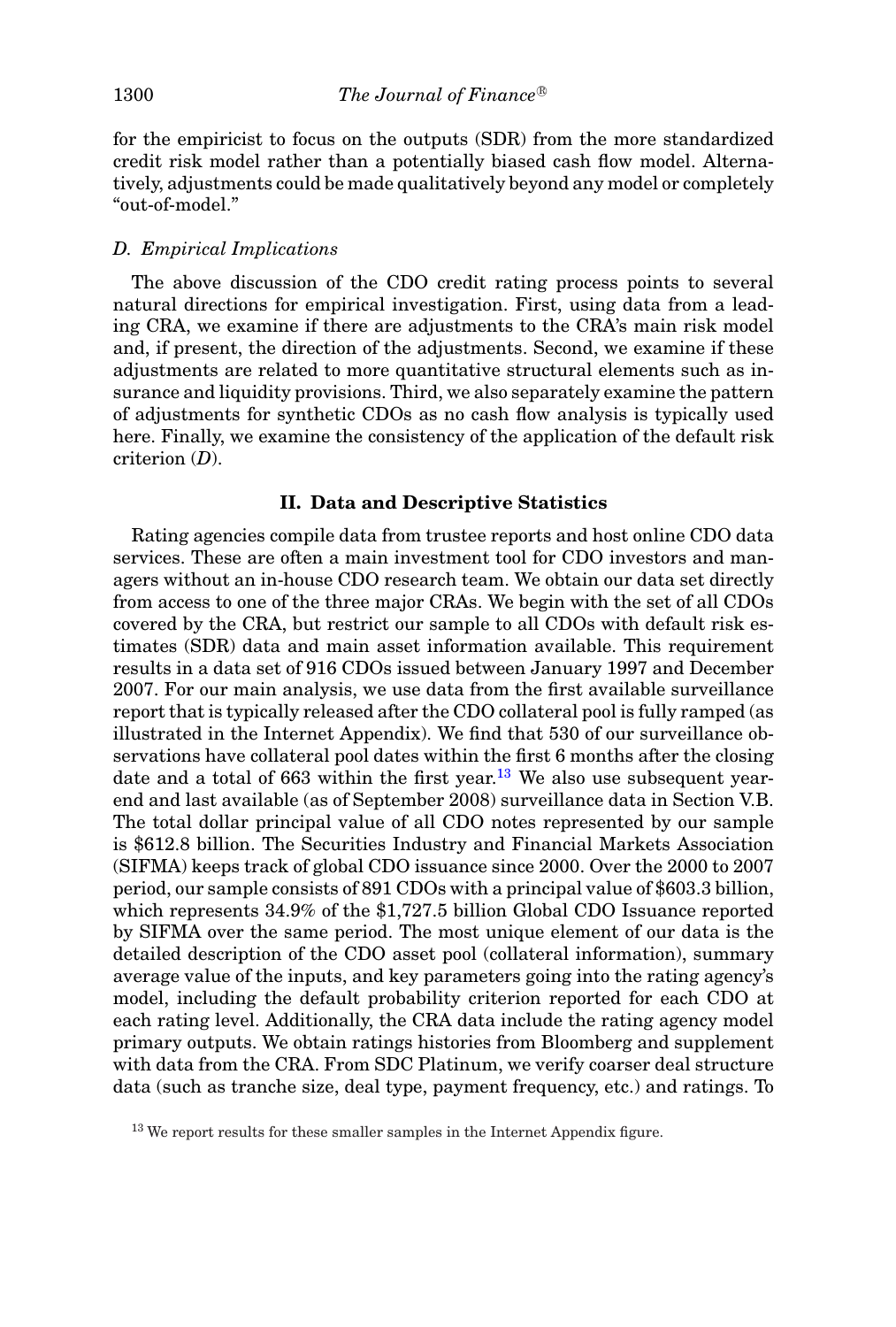for the empiricist to focus on the outputs (SDR) from the more standardized credit risk model rather than a potentially biased cash flow model. Alternatively, adjustments could be made qualitatively beyond any model or completely "out-of-model."

### D. Empirical Implications

The above discussion of the CDO credit rating process points to several natural directions for empirical investigation. First, using data from a leading CRA, we examine if there are adjustments to the CRA's main risk model and, if present, the direction of the adjustments. Second, we examine if these adjustments are related to more quantitative structural elements such as insurance and liquidity provisions. Third, we also separately examine the pattern of adjustments for synthetic CDOs as no cash flow analysis is typically used here. Finally, we examine the consistency of the application of the default risk criterion (***D***).

## II. Data and Descriptive Statistics

Rating agencies compile data from trustee reports and host online CDO data services. These are often a main investment tool for CDO investors and managers without an in-house CDO research team. We obtain our data set directly from access to one of the three major CRAs. We begin with the set of all CDOs covered by the CRA, but restrict our sample to all CDOs with default risk estimates (SDR) data and main asset information available. This requirement results in a data set of 916 CDOs issued between January 1997 and December 2007. For our main analysis, we use data from the first available surveillance report that is typically released after the CDO collateral pool is fully ramped (as illustrated in the Internet Appendix). We find that 530 of our surveillance observations have collateral pool dates within the first 6 months after the closing date and a total of 663 within the first year.[13] We also use subsequent year-end and last available (as of September 2008) surveillance data in Section V.B. The total dollar principal value of all CDO notes represented by our sample is \$612.8 billion. The Securities Industry and Financial Markets Association (SIFMA) keeps track of global CDO issuance since 2000. Over the 2000 to 2007 period, our sample consists of 891 CDOs with a principal value of \$603.3 billion, which represents 34.9% of the \$1,727.5 billion Global CDO Issuance reported by SIFMA over the same period. The most unique element of our data is the detailed description of the CDO asset pool (collateral information), summary average value of the inputs, and key parameters going into the rating agency's model, including the default probability criterion reported for each CDO at each rating level. Additionally, the CRA data include the rating agency model primary outputs. We obtain ratings histories from Bloomberg and supplement with data from the CRA. From SDC Platinum, we verify coarser deal structure data (such as tranche size, deal type, payment frequency, etc.) and ratings. To

[13] We report results for these smaller samples in the Internet Appendix figure.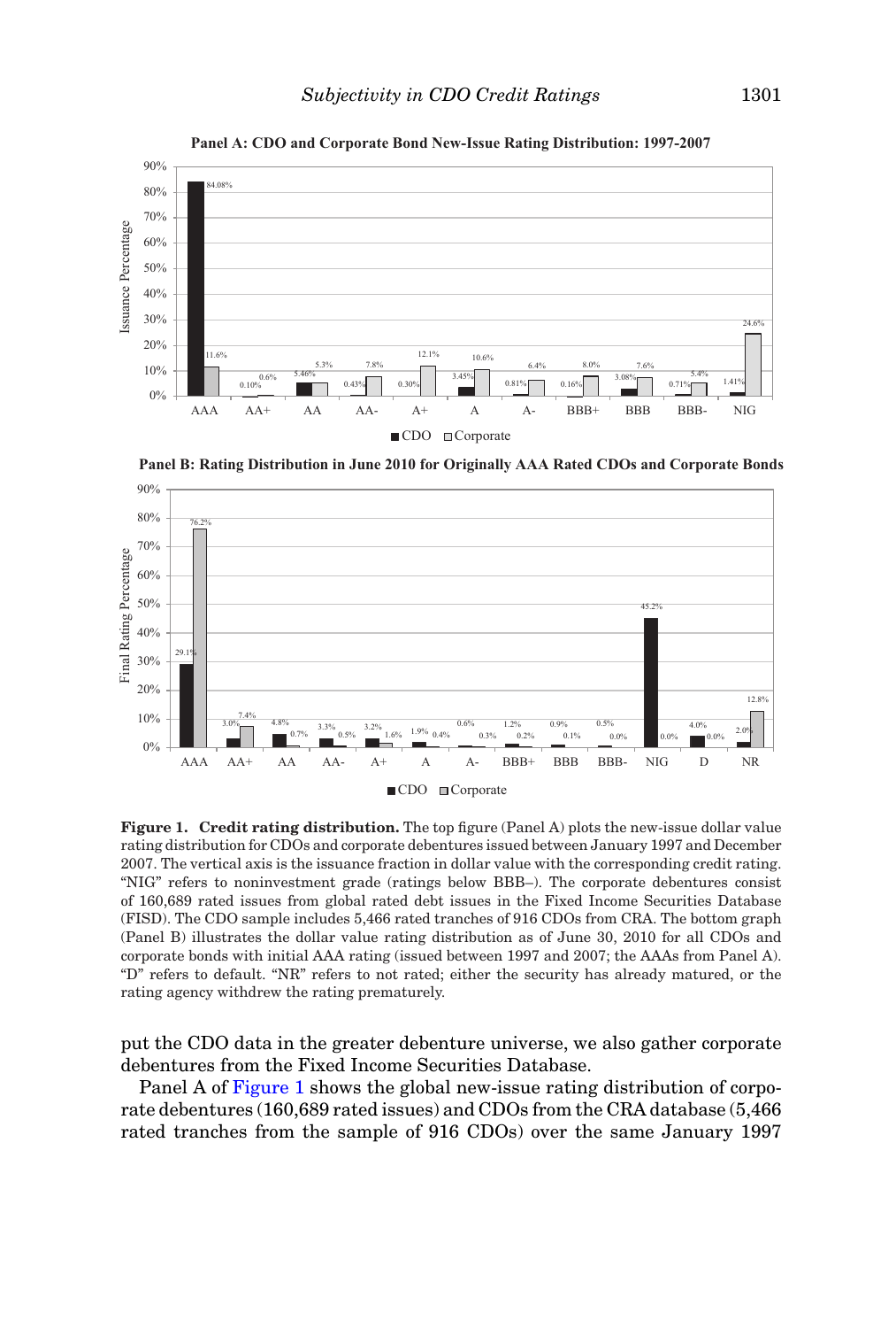**Panel A: CDO and Corporate Bond New-Issue Rating Distribution: 1997-2007**

**Panel B: Rating Distribution in June 2010 for Originally AAA Rated CDOs and Corporate Bonds**

**Figure 1. Credit rating distribution.** The top figure (Panel A) plots the new-issue dollar value rating distribution for CDOs and corporate debentures issued between January 1997 and December 2007. The vertical axis is the issuance fraction in dollar value with the corresponding credit rating. "NIG" refers to noninvestment grade (ratings below BBB–). The corporate debentures consist of 160,689 rated issues from global rated debt issues in the Fixed Income Securities Database (FISD). The CDO sample includes 5,466 rated tranches of 916 CDOs from CRA. The bottom graph (Panel B) illustrates the dollar value rating distribution as of June 30, 2010 for all CDOs and corporate bonds with initial AAA rating (issued between 1997 and 2007; the AAAs from Panel A). "D" refers to default. "NR" refers to not rated; either the security has already matured, or the rating agency withdrew the rating prematurely.

put the CDO data in the greater debenture universe, we also gather corporate debentures from the Fixed Income Securities Database.

Panel A of Figure 1 shows the global new-issue rating distribution of corporate debentures (160,689 rated issues) and CDOs from the CRA database (5,466 rated tranches from the sample of 916 CDOs) over the same January 1997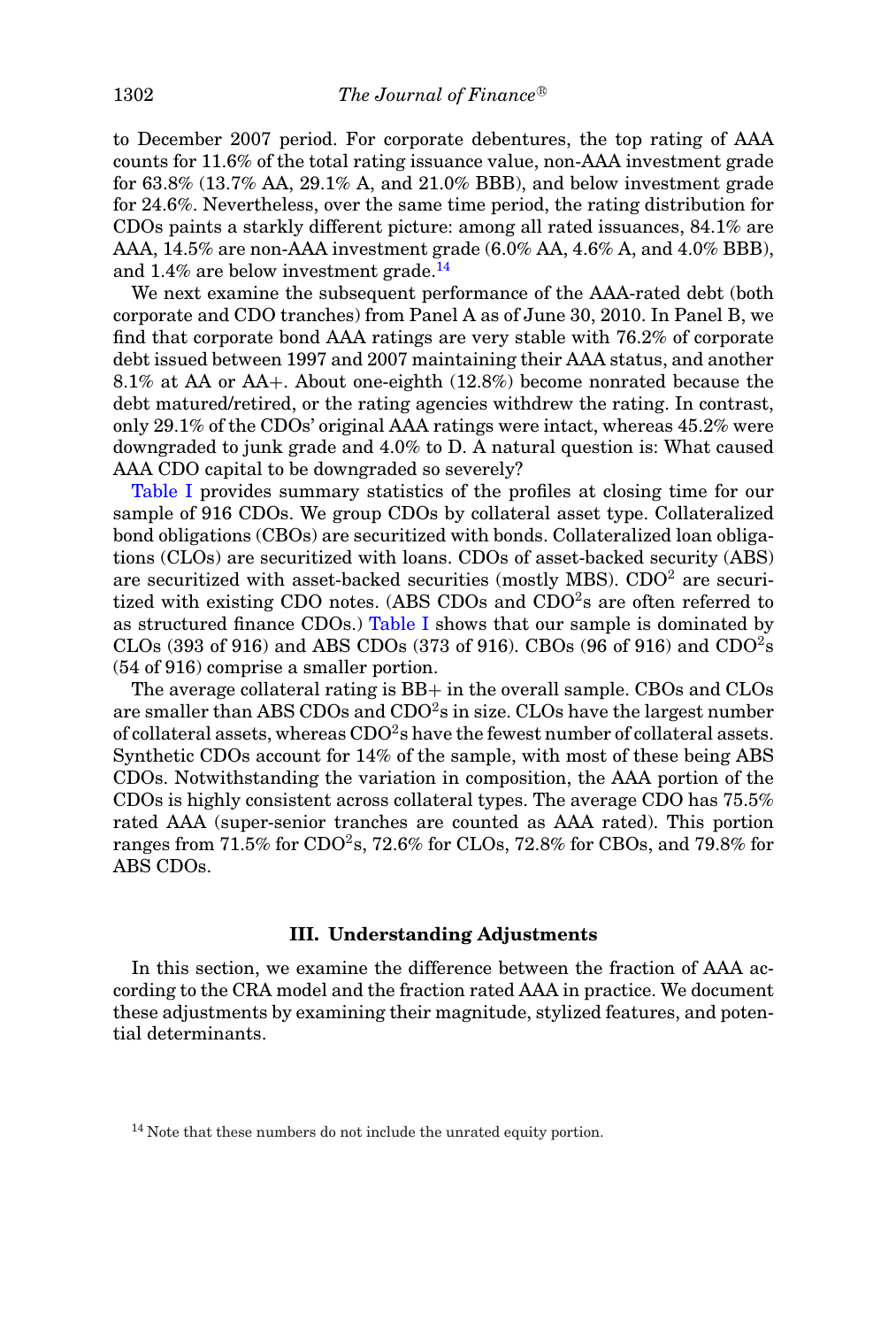to December 2007 period. For corporate debentures, the top rating of AAA counts for 11.6% of the total rating issuance value, non-AAA investment grade for 63.8% (13.7% AA, 29.1% A, and 21.0% BBB), and below investment grade for 24.6%. Nevertheless, over the same time period, the rating distribution for CDOs paints a starkly different picture: among all rated issuances, 84.1% are AAA, 14.5% are non-AAA investment grade (6.0% AA, 4.6% A, and 4.0% BBB), and 1.4% are below investment grade.[14]

We next examine the subsequent performance of the AAA-rated debt (both corporate and CDO tranches) from Panel A as of June 30, 2010. In Panel B, we find that corporate bond AAA ratings are very stable with 76.2% of corporate debt issued between 1997 and 2007 maintaining their AAA status, and another 8.1% at AA or AA+. About one-eighth (12.8%) become nonrated because the debt matured/retired, or the rating agencies withdrew the rating. In contrast, only 29.1% of the CDOs' original AAA ratings were intact, whereas 45.2% were downgraded to junk grade and 4.0% to D. A natural question is: What caused AAA CDO capital to be downgraded so severely?

Table I provides summary statistics of the profiles at closing time for our sample of 916 CDOs. We group CDOs by collateral asset type. Collateralized bond obligations (CBOs) are securitized with bonds. Collateralized loan obligations (CLOs) are securitized with loans. CDOs of asset-backed security (ABS) are securitized with asset-backed securities (mostly MBS). $CDO^2$ are securitized with existing CDO notes. (ABS CDOs and $CDO^2$s are often referred to as structured finance CDOs.) Table I shows that our sample is dominated by CLOs (393 of 916) and ABS CDOs (373 of 916). CBOs (96 of 916) and $CDO^2$s (54 of 916) comprise a smaller portion.

The average collateral rating is BB+ in the overall sample. CBOs and CLOs are smaller than ABS CDOs and $CDO^2$s in size. CLOs have the largest number of collateral assets, whereas $CDO^2$s have the fewest number of collateral assets. Synthetic CDOs account for 14% of the sample, with most of these being ABS CDOs. Notwithstanding the variation in composition, the AAA portion of the CDOs is highly consistent across collateral types. The average CDO has 75.5% rated AAA (super-senior tranches are counted as AAA rated). This portion ranges from 71.5% for $CDO^2$s, 72.6% for CLOs, 72.8% for CBOs, and 79.8% for ABS CDOs.

## III. Understanding Adjustments

In this section, we examine the difference between the fraction of AAA according to the CRA model and the fraction rated AAA in practice. We document these adjustments by examining their magnitude, stylized features, and potential determinants.

[14] Note that these numbers do not include the unrated equity portion.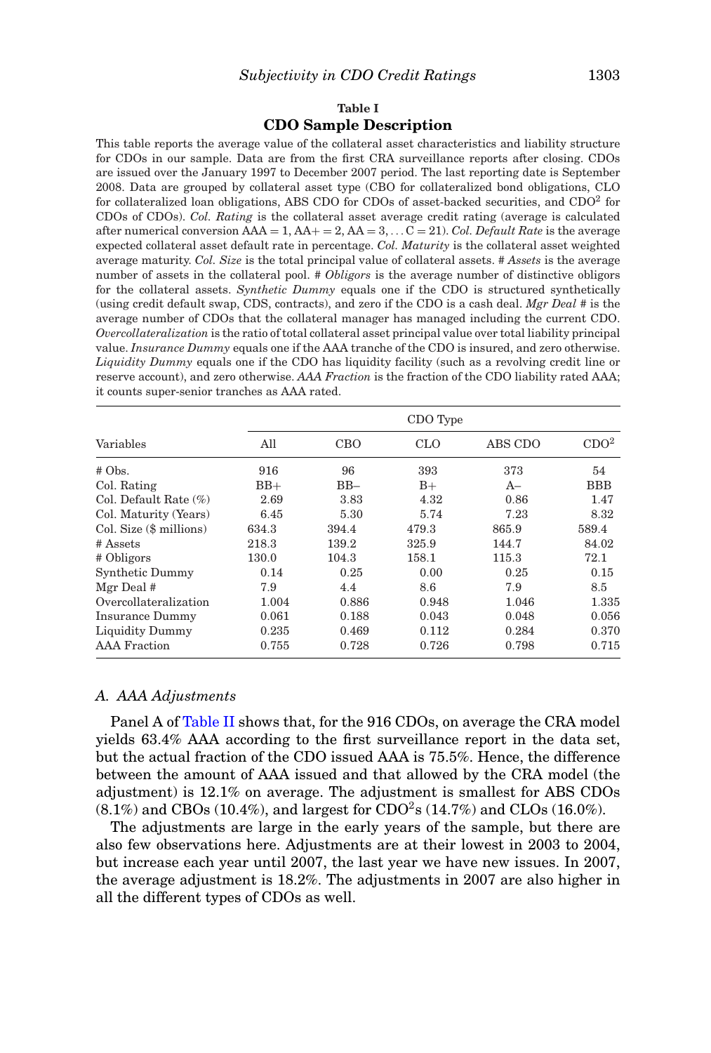**Table I**

**CDO Sample Description**

This table reports the average value of the collateral asset characteristics and liability structure for CDOs in our sample. Data are from the first CRA surveillance reports after closing. CDOs are issued over the January 1997 to December 2007 period. The last reporting date is September 2008. Data are grouped by collateral asset type (CBO for collateralized bond obligations, CLO for collateralized loan obligations, ABS CDO for CDOs of asset-backed securities, and CDO$^2$ for CDOs of CDOs). *Col. Rating* is the collateral asset average credit rating (average is calculated after numerical conversion AAA = 1, AA+ = 2, AA = 3, ... C = 21). *Col. Default Rate* is the average expected collateral asset default rate in percentage. *Col. Maturity* is the collateral asset weighted average maturity. *Col. Size* is the total principal value of collateral assets. *# Assets* is the average number of assets in the collateral pool. *# Obligors* is the average number of distinctive obligors for the collateral assets. *Synthetic Dummy* equals one if the CDO is structured synthetically (using credit default swap, CDS, contracts), and zero if the CDO is a cash deal. *Mgr Deal #* is the average number of CDOs that the collateral manager has managed including the current CDO. *Overcollateralization* is the ratio of total collateral asset principal value over total liability principal value. *Insurance Dummy* equals one if the AAA tranche of the CDO is insured, and zero otherwise. *Liquidity Dummy* equals one if the CDO has liquidity facility (such as a revolving credit line or reserve account), and zero otherwise. *AAA Fraction* is the fraction of the CDO liability rated AAA; it counts super-senior tranches as AAA rated.

| | CDO Type | | | | |
|---|---|---|---|---|---|
| Variables | All | CBO | CLO | ABS CDO | CDO$^2$ |
| # Obs. | 916 | 96 | 393 | 373 | 54 |
| Col. Rating | BB+ | BB– | B+ | A– | BBB |
| Col. Default Rate (%) | 2.69 | 3.83 | 4.32 | 0.86 | 1.47 |
| Col. Maturity (Years) | 6.45 | 5.30 | 5.74 | 7.23 | 8.32 |
| Col. Size ($ millions) | 634.3 | 394.4 | 479.3 | 865.9 | 589.4 |
| # Assets | 218.3 | 139.2 | 325.9 | 144.7 | 84.02 |
| # Obligors | 130.0 | 104.3 | 158.1 | 115.3 | 72.1 |
| Synthetic Dummy | 0.14 | 0.25 | 0.00 | 0.25 | 0.15 |
| Mgr Deal # | 7.9 | 4.4 | 8.6 | 7.9 | 8.5 |
| Overcollateralization | 1.004 | 0.886 | 0.948 | 1.046 | 1.335 |
| Insurance Dummy | 0.061 | 0.188 | 0.043 | 0.048 | 0.056 |
| Liquidity Dummy | 0.235 | 0.469 | 0.112 | 0.284 | 0.370 |
| AAA Fraction | 0.755 | 0.728 | 0.726 | 0.798 | 0.715 |

### *A. AAA Adjustments*

Panel A of Table II shows that, for the 916 CDOs, on average the CRA model yields 63.4% AAA according to the first surveillance report in the data set, but the actual fraction of the CDO issued AAA is 75.5%. Hence, the difference between the amount of AAA issued and that allowed by the CRA model (the adjustment) is 12.1% on average. The adjustment is smallest for ABS CDOs (8.1%) and CBOs (10.4%), and largest for CDO$^2$s (14.7%) and CLOs (16.0%).

The adjustments are large in the early years of the sample, but there are also few observations here. Adjustments are at their lowest in 2003 to 2004, but increase each year until 2007, the last year we have new issues. In 2007, the average adjustment is 18.2%. The adjustments in 2007 are also higher in all the different types of CDOs as well.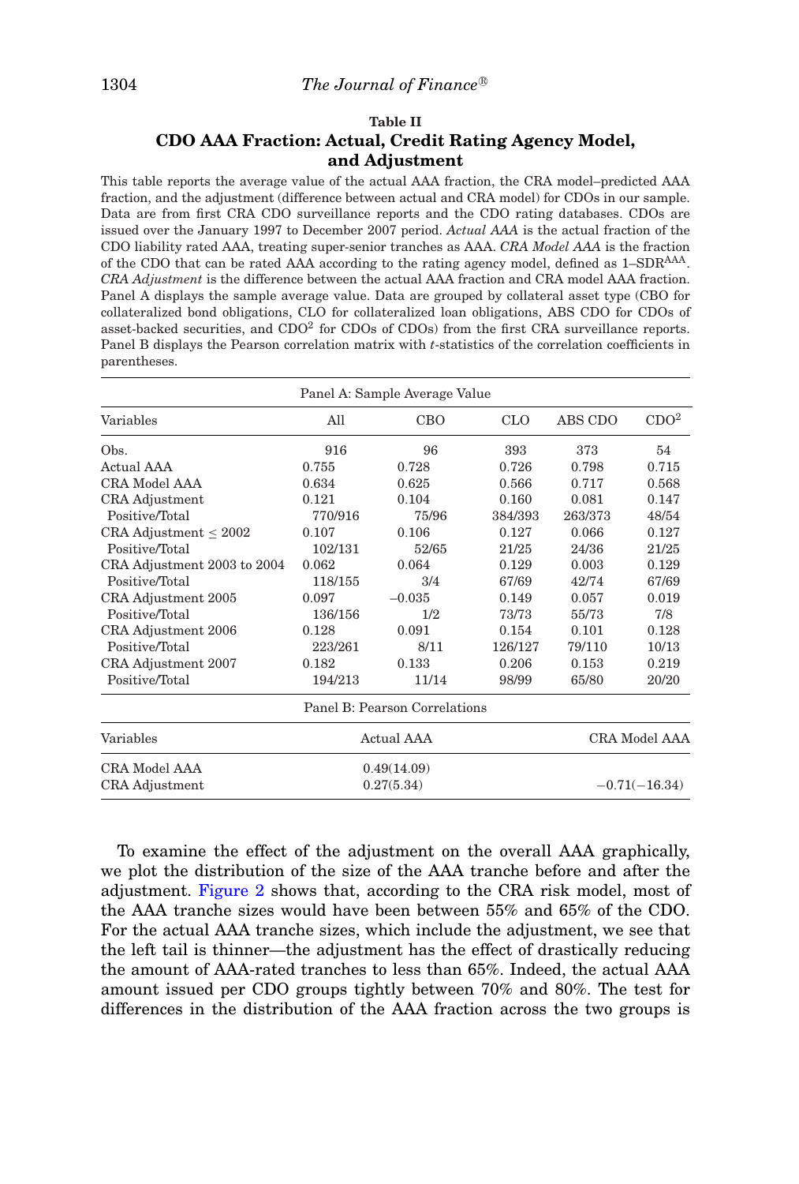**Table II**

**CDO AAA Fraction: Actual, Credit Rating Agency Model, and Adjustment**

This table reports the average value of the actual AAA fraction, the CRA model–predicted AAA fraction, and the adjustment (difference between actual and CRA model) for CDOs in our sample. Data are from first CRA CDO surveillance reports and the CDO rating databases. CDOs are issued over the January 1997 to December 2007 period. *Actual AAA* is the actual fraction of the CDO liability rated AAA, treating super-senior tranches as AAA. *CRA Model AAA* is the fraction of the CDO that can be rated AAA according to the rating agency model, defined as $1–\text{SDR}^{\text{AAA}}$. *CRA Adjustment* is the difference between the actual AAA fraction and CRA model AAA fraction. Panel A displays the sample average value. Data are grouped by collateral asset type (CBO for collateralized bond obligations, CLO for collateralized loan obligations, ABS CDO for CDOs of asset-backed securities, and $\text{CDO}^2$ for CDOs of CDOs) from the first CRA surveillance reports. Panel B displays the Pearson correlation matrix with *t*-statistics of the correlation coefficients in parentheses.

| Panel A: Sample Average Value | | | | | |
|---|---|---|---|---|---|
| Variables | All | CBO | CLO | ABS CDO | $\text{CDO}^2$ |
| Obs. | 916 | 96 | 393 | 373 | 54 |
| Actual AAA | 0.755 | 0.728 | 0.726 | 0.798 | 0.715 |
| CRA Model AAA | 0.634 | 0.625 | 0.566 | 0.717 | 0.568 |
| CRA Adjustment | 0.121 | 0.104 | 0.160 | 0.081 | 0.147 |
| Positive/Total | 770/916 | 75/96 | 384/393 | 263/373 | 48/54 |
| CRA Adjustment $\leq$ 2002 | 0.107 | 0.106 | 0.127 | 0.066 | 0.127 |
| Positive/Total | 102/131 | 52/65 | 21/25 | 24/36 | 21/25 |
| CRA Adjustment 2003 to 2004 | 0.062 | 0.064 | 0.129 | 0.003 | 0.129 |
| Positive/Total | 118/155 | 3/4 | 67/69 | 42/74 | 67/69 |
| CRA Adjustment 2005 | 0.097 | −0.035 | 0.149 | 0.057 | 0.019 |
| Positive/Total | 136/156 | 1/2 | 73/73 | 55/73 | 7/8 |
| CRA Adjustment 2006 | 0.128 | 0.091 | 0.154 | 0.101 | 0.128 |
| Positive/Total | 223/261 | 8/11 | 126/127 | 79/110 | 10/13 |
| CRA Adjustment 2007 | 0.182 | 0.133 | 0.206 | 0.153 | 0.219 |
| Positive/Total | 194/213 | 11/14 | 98/99 | 65/80 | 20/20 |

| Panel B: Pearson Correlations | | |
|---|---|---|
| Variables | Actual AAA | CRA Model AAA |
| CRA Model AAA | 0.49(14.09) | |
| CRA Adjustment | 0.27(5.34) | −0.71(−16.34) |

To examine the effect of the adjustment on the overall AAA graphically, we plot the distribution of the size of the AAA tranche before and after the adjustment. Figure 2 shows that, according to the CRA risk model, most of the AAA tranche sizes would have been between 55% and 65% of the CDO. For the actual AAA tranche sizes, which include the adjustment, we see that the left tail is thinner—the adjustment has the effect of drastically reducing the amount of AAA-rated tranches to less than 65%. Indeed, the actual AAA amount issued per CDO groups tightly between 70% and 80%. The test for differences in the distribution of the AAA fraction across the two groups is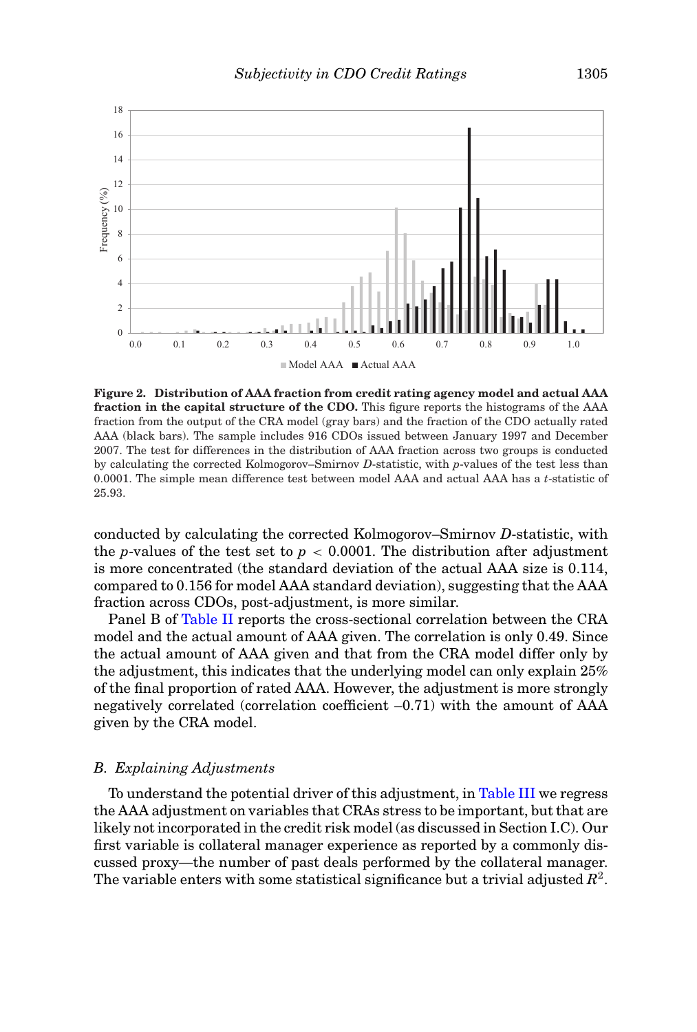**Figure 2. Distribution of AAA fraction from credit rating agency model and actual AAA fraction in the capital structure of the CDO.** This figure reports the histograms of the AAA fraction from the output of the CRA model (gray bars) and the fraction of the CDO actually rated AAA (black bars). The sample includes 916 CDOs issued between January 1997 and December 2007. The test for differences in the distribution of AAA fraction across two groups is conducted by calculating the corrected Kolmogorov–Smirnov $D$-statistic, with $p$-values of the test less than 0.0001. The simple mean difference test between model AAA and actual AAA has a $t$-statistic of 25.93.

conducted by calculating the corrected Kolmogorov–Smirnov $D$-statistic, with the $p$-values of the test set to $p < 0.0001$. The distribution after adjustment is more concentrated (the standard deviation of the actual AAA size is 0.114, compared to 0.156 for model AAA standard deviation), suggesting that the AAA fraction across CDOs, post-adjustment, is more similar.

Panel B of Table II reports the cross-sectional correlation between the CRA model and the actual amount of AAA given. The correlation is only 0.49. Since the actual amount of AAA given and that from the CRA model differ only by the adjustment, this indicates that the underlying model can only explain 25% of the final proportion of rated AAA. However, the adjustment is more strongly negatively correlated (correlation coefficient –0.71) with the amount of AAA given by the CRA model.

### B. Explaining Adjustments

To understand the potential driver of this adjustment, in Table III we regress the AAA adjustment on variables that CRAs stress to be important, but that are likely not incorporated in the credit risk model (as discussed in Section I.C). Our first variable is collateral manager experience as reported by a commonly discussed proxy—the number of past deals performed by the collateral manager. The variable enters with some statistical significance but a trivial adjusted $R^2$.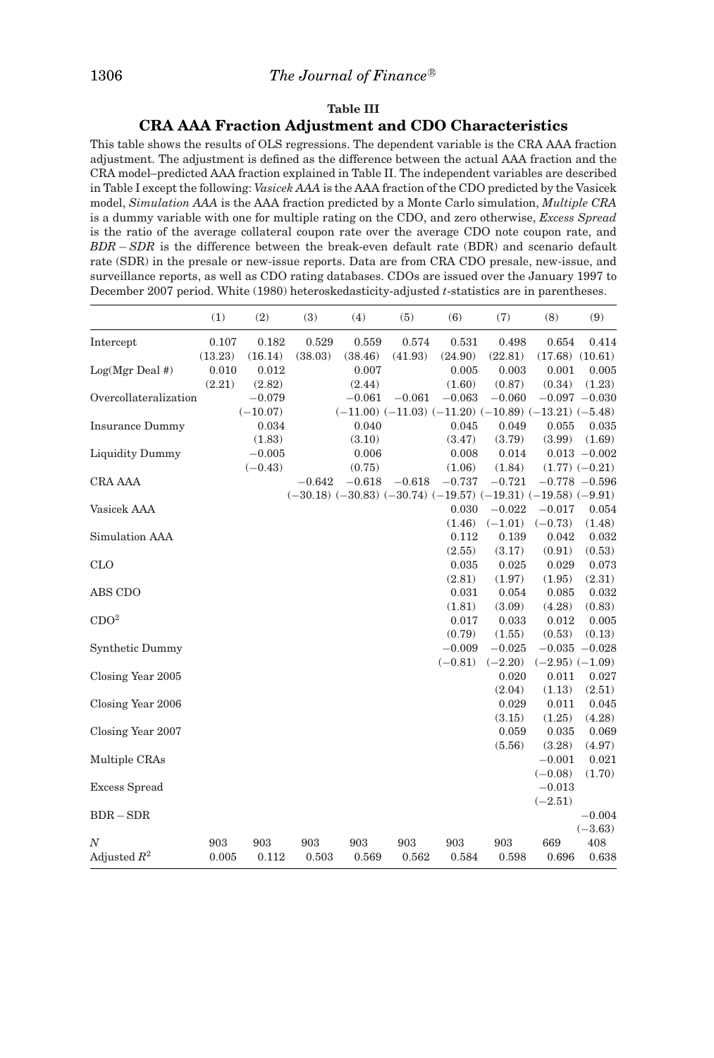**Table III**

**CRA AAA Fraction Adjustment and CDO Characteristics**

This table shows the results of OLS regressions. The dependent variable is the CRA AAA fraction adjustment. The adjustment is defined as the difference between the actual AAA fraction and the CRA model–predicted AAA fraction explained in Table II. The independent variables are described in Table I except the following: *Vasicek AAA* is the AAA fraction of the CDO predicted by the Vasicek model, *Simulation AAA* is the AAA fraction predicted by a Monte Carlo simulation, *Multiple CRA* is a dummy variable with one for multiple rating on the CDO, and zero otherwise, *Excess Spread* is the ratio of the average collateral coupon rate over the average CDO note coupon rate, and *BDR* − *SDR* is the difference between the break-even default rate (BDR) and scenario default rate (SDR) in the presale or new-issue reports. Data are from CRA CDO presale, new-issue, and surveillance reports, as well as CDO rating databases. CDOs are issued over the January 1997 to December 2007 period. White (1980) heteroskedasticity-adjusted *t*-statistics are in parentheses.

| | (1) | (2) | (3) | (4) | (5) | (6) | (7) | (8) | (9) |
|---|---|---|---|---|---|---|---|---|---|
| Intercept | 0.107 | 0.182 | 0.529 | 0.559 | 0.574 | 0.531 | 0.498 | 0.654 | 0.414 |
| | (13.23) | (16.14) | (38.03) | (38.46) | (41.93) | (24.90) | (22.81) | (17.68) | (10.61) |
| Log(Mgr Deal #) | 0.010 | 0.012 | | 0.007 | | 0.005 | 0.003 | 0.001 | 0.005 |
| | (2.21) | (2.82) | | (2.44) | | (1.60) | (0.87) | (0.34) | (1.23) |
| Overcollateralization | | −0.079 | | −0.061 | −0.061 | −0.063 | −0.060 | −0.097 | −0.030 |
| | | (−10.07) | | (−11.00) | (−11.03) | (−11.20) | (−10.89) | (−13.21) | (−5.48) |
| Insurance Dummy | | 0.034 | | 0.040 | | 0.045 | 0.049 | 0.055 | 0.035 |
| | | (1.83) | | (3.10) | | (3.47) | (3.79) | (3.99) | (1.69) |
| Liquidity Dummy | | −0.005 | | 0.006 | | 0.008 | 0.014 | 0.013 | −0.002 |
| | | (−0.43) | | (0.75) | | (1.06) | (1.84) | (1.77) | (−0.21) |
| CRA AAA | | | −0.642 | −0.618 | −0.618 | −0.737 | −0.721 | −0.778 | −0.596 |
| | | | (−30.18) | (−30.83) | (−30.74) | (−19.57) | (−19.31) | (−19.58) | (−9.91) |
| Vasicek AAA | | | | | | 0.030 | −0.022 | −0.017 | 0.054 |
| | | | | | | (1.46) | (−1.01) | (−0.73) | (1.48) |
| Simulation AAA | | | | | | 0.112 | 0.139 | 0.042 | 0.032 |
| | | | | | | (2.55) | (3.17) | (0.91) | (0.53) |
| CLO | | | | | | 0.035 | 0.025 | 0.029 | 0.073 |
| | | | | | | (2.81) | (1.97) | (1.95) | (2.31) |
| ABS CDO | | | | | | 0.031 | 0.054 | 0.085 | 0.032 |
| | | | | | | (1.81) | (3.09) | (4.28) | (0.83) |
| $CDO^2$ | | | | | | 0.017 | 0.033 | 0.012 | 0.005 |
| | | | | | | (0.79) | (1.55) | (0.53) | (0.13) |
| Synthetic Dummy | | | | | | −0.009 | −0.025 | −0.035 | −0.028 |
| | | | | | | (−0.81) | (−2.20) | (−2.95) | (−1.09) |
| Closing Year 2005 | | | | | | | 0.020 | 0.011 | 0.027 |
| | | | | | | | (2.04) | (1.13) | (2.51) |
| Closing Year 2006 | | | | | | | 0.029 | 0.011 | 0.045 |
| | | | | | | | (3.15) | (1.25) | (4.28) |
| Closing Year 2007 | | | | | | | 0.059 | 0.035 | 0.069 |
| | | | | | | | (5.56) | (3.28) | (4.97) |
| Multiple CRAs | | | | | | | | −0.001 | 0.021 |
| | | | | | | | | (−0.08) | (1.70) |
| Excess Spread | | | | | | | | −0.013 | |
| | | | | | | | | (−2.51) | |
| BDR − SDR | | | | | | | | | −0.004 |
| | | | | | | | | | (−3.63) |
| $N$ | 903 | 903 | 903 | 903 | 903 | 903 | 903 | 669 | 408 |
| Adjusted $R^2$ | 0.005 | 0.112 | 0.503 | 0.569 | 0.562 | 0.584 | 0.598 | 0.696 | 0.638 |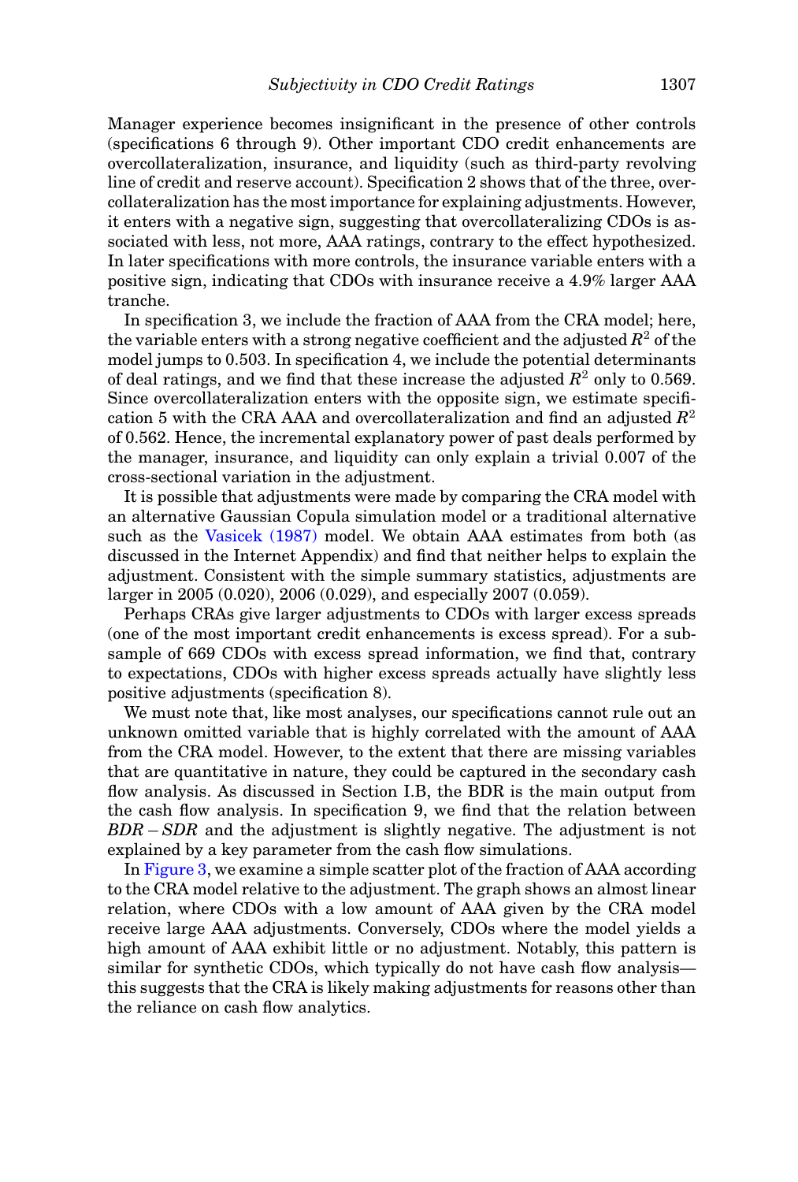Manager experience becomes insignificant in the presence of other controls (specifications 6 through 9). Other important CDO credit enhancements are overcollateralization, insurance, and liquidity (such as third-party revolving line of credit and reserve account). Specification 2 shows that of the three, overcollateralization has the most importance for explaining adjustments. However, it enters with a negative sign, suggesting that overcollateralizing CDOs is associated with less, not more, AAA ratings, contrary to the effect hypothesized. In later specifications with more controls, the insurance variable enters with a positive sign, indicating that CDOs with insurance receive a 4.9% larger AAA tranche.

In specification 3, we include the fraction of AAA from the CRA model; here, the variable enters with a strong negative coefficient and the adjusted $R^2$ of the model jumps to 0.503. In specification 4, we include the potential determinants of deal ratings, and we find that these increase the adjusted $R^2$ only to 0.569. Since overcollateralization enters with the opposite sign, we estimate specification 5 with the CRA AAA and overcollateralization and find an adjusted $R^2$ of 0.562. Hence, the incremental explanatory power of past deals performed by the manager, insurance, and liquidity can only explain a trivial 0.007 of the cross-sectional variation in the adjustment.

It is possible that adjustments were made by comparing the CRA model with an alternative Gaussian Copula simulation model or a traditional alternative such as the Vasicek (1987) model. We obtain AAA estimates from both (as discussed in the Internet Appendix) and find that neither helps to explain the adjustment. Consistent with the simple summary statistics, adjustments are larger in 2005 (0.020), 2006 (0.029), and especially 2007 (0.059).

Perhaps CRAs give larger adjustments to CDOs with larger excess spreads (one of the most important credit enhancements is excess spread). For a subsample of 669 CDOs with excess spread information, we find that, contrary to expectations, CDOs with higher excess spreads actually have slightly less positive adjustments (specification 8).

We must note that, like most analyses, our specifications cannot rule out an unknown omitted variable that is highly correlated with the amount of AAA from the CRA model. However, to the extent that there are missing variables that are quantitative in nature, they could be captured in the secondary cash flow analysis. As discussed in Section I.B, the BDR is the main output from the cash flow analysis. In specification 9, we find that the relation between $BDR - SDR$ and the adjustment is slightly negative. The adjustment is not explained by a key parameter from the cash flow simulations.

In Figure 3, we examine a simple scatter plot of the fraction of AAA according to the CRA model relative to the adjustment. The graph shows an almost linear relation, where CDOs with a low amount of AAA given by the CRA model receive large AAA adjustments. Conversely, CDOs where the model yields a high amount of AAA exhibit little or no adjustment. Notably, this pattern is similar for synthetic CDOs, which typically do not have cash flow analysis—this suggests that the CRA is likely making adjustments for reasons other than the reliance on cash flow analytics.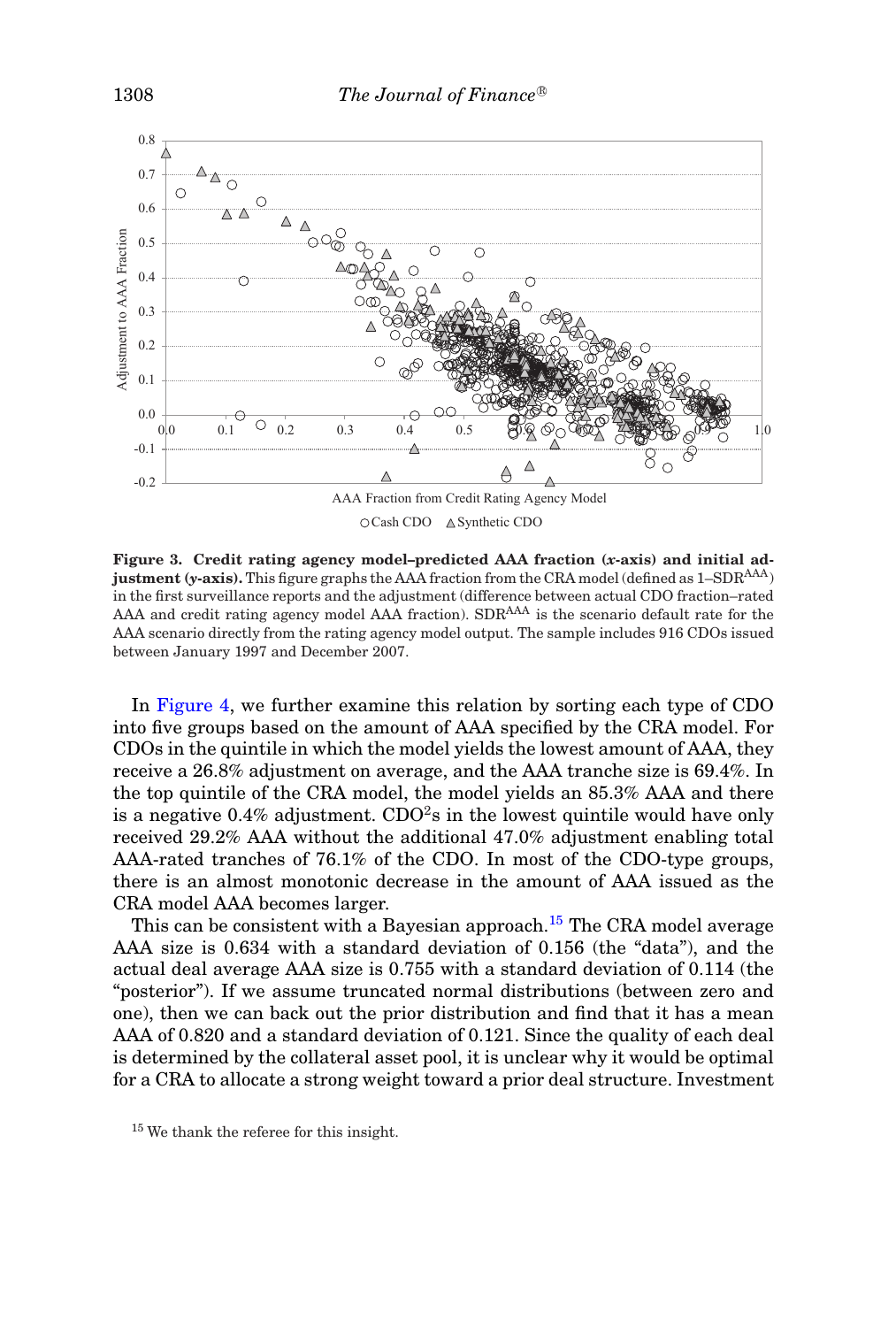**Figure 3. Credit rating agency model–predicted AAA fraction (*x*-axis) and initial adjustment (*y*-axis).** This figure graphs the AAA fraction from the CRA model (defined as $1–SDR^{AAA}$) in the first surveillance reports and the adjustment (difference between actual CDO fraction–rated AAA and credit rating agency model AAA fraction). $SDR^{AAA}$ is the scenario default rate for the AAA scenario directly from the rating agency model output. The sample includes 916 CDOs issued between January 1997 and December 2007.

In Figure 4, we further examine this relation by sorting each type of CDO into five groups based on the amount of AAA specified by the CRA model. For CDOs in the quintile in which the model yields the lowest amount of AAA, they receive a 26.8% adjustment on average, and the AAA tranche size is 69.4%. In the top quintile of the CRA model, the model yields an 85.3% AAA and there is a negative 0.4% adjustment. $CDO^2$s in the lowest quintile would have only received 29.2% AAA without the additional 47.0% adjustment enabling total AAA-rated tranches of 76.1% of the CDO. In most of the CDO-type groups, there is an almost monotonic decrease in the amount of AAA issued as the CRA model AAA becomes larger.

This can be consistent with a Bayesian approach.[15] The CRA model average AAA size is 0.634 with a standard deviation of 0.156 (the "data"), and the actual deal average AAA size is 0.755 with a standard deviation of 0.114 (the "posterior"). If we assume truncated normal distributions (between zero and one), then we can back out the prior distribution and find that it has a mean AAA of 0.820 and a standard deviation of 0.121. Since the quality of each deal is determined by the collateral asset pool, it is unclear why it would be optimal for a CRA to allocate a strong weight toward a prior deal structure. Investment

[15] We thank the referee for this insight.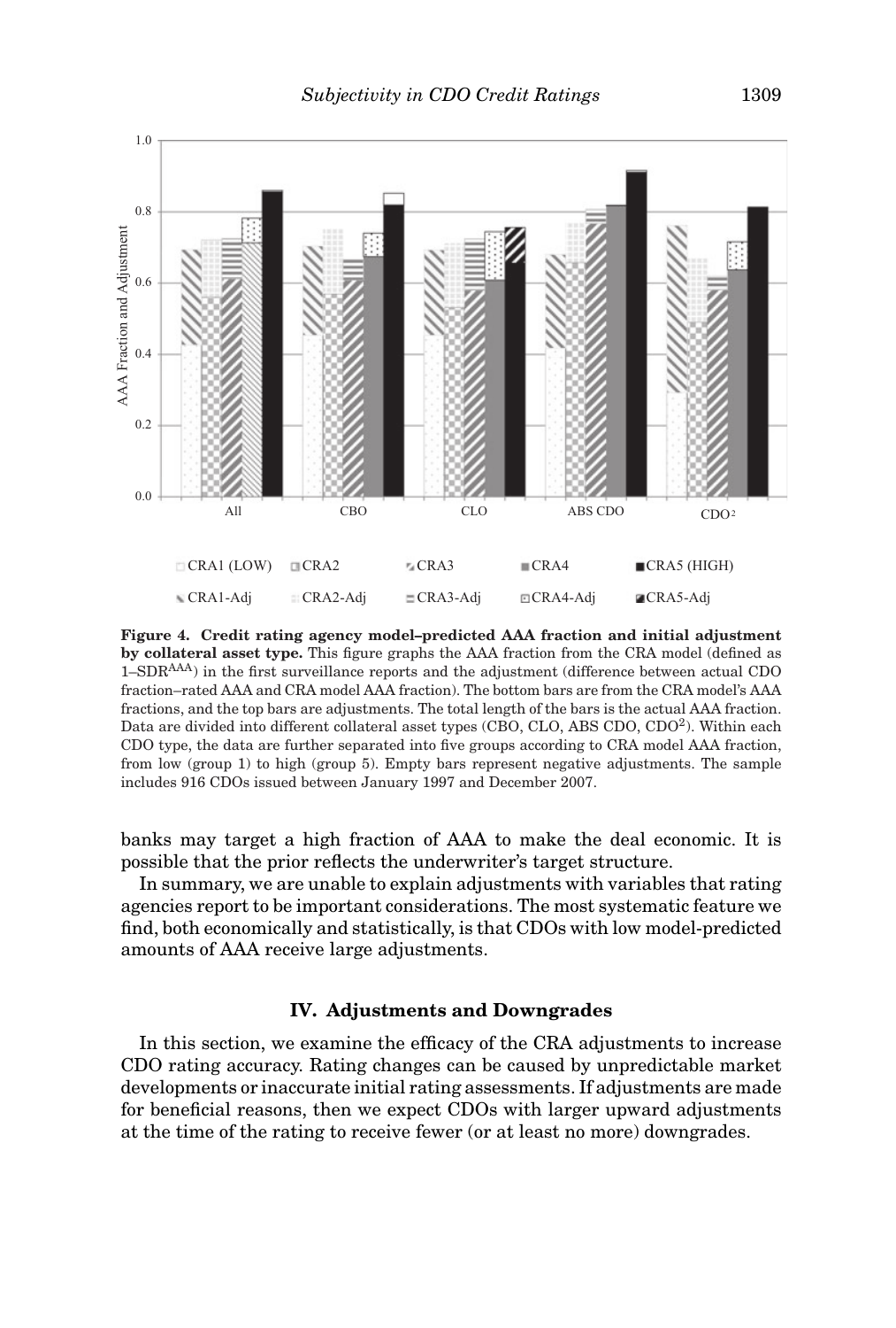**Figure 4. Credit rating agency model–predicted AAA fraction and initial adjustment by collateral asset type.** This figure graphs the AAA fraction from the CRA model (defined as $1–SDR^{AAA}$) in the first surveillance reports and the adjustment (difference between actual CDO fraction–rated AAA and CRA model AAA fraction). The bottom bars are from the CRA model's AAA fractions, and the top bars are adjustments. The total length of the bars is the actual AAA fraction. Data are divided into different collateral asset types (CBO, CLO, ABS CDO, $CDO^2$). Within each CDO type, the data are further separated into five groups according to CRA model AAA fraction, from low (group 1) to high (group 5). Empty bars represent negative adjustments. The sample includes 916 CDOs issued between January 1997 and December 2007.

banks may target a high fraction of AAA to make the deal economic. It is possible that the prior reflects the underwriter's target structure.

In summary, we are unable to explain adjustments with variables that rating agencies report to be important considerations. The most systematic feature we find, both economically and statistically, is that CDOs with low model-predicted amounts of AAA receive large adjustments.

## IV. Adjustments and Downgrades

In this section, we examine the efficacy of the CRA adjustments to increase CDO rating accuracy. Rating changes can be caused by unpredictable market developments or inaccurate initial rating assessments. If adjustments are made for beneficial reasons, then we expect CDOs with larger upward adjustments at the time of the rating to receive fewer (or at least no more) downgrades.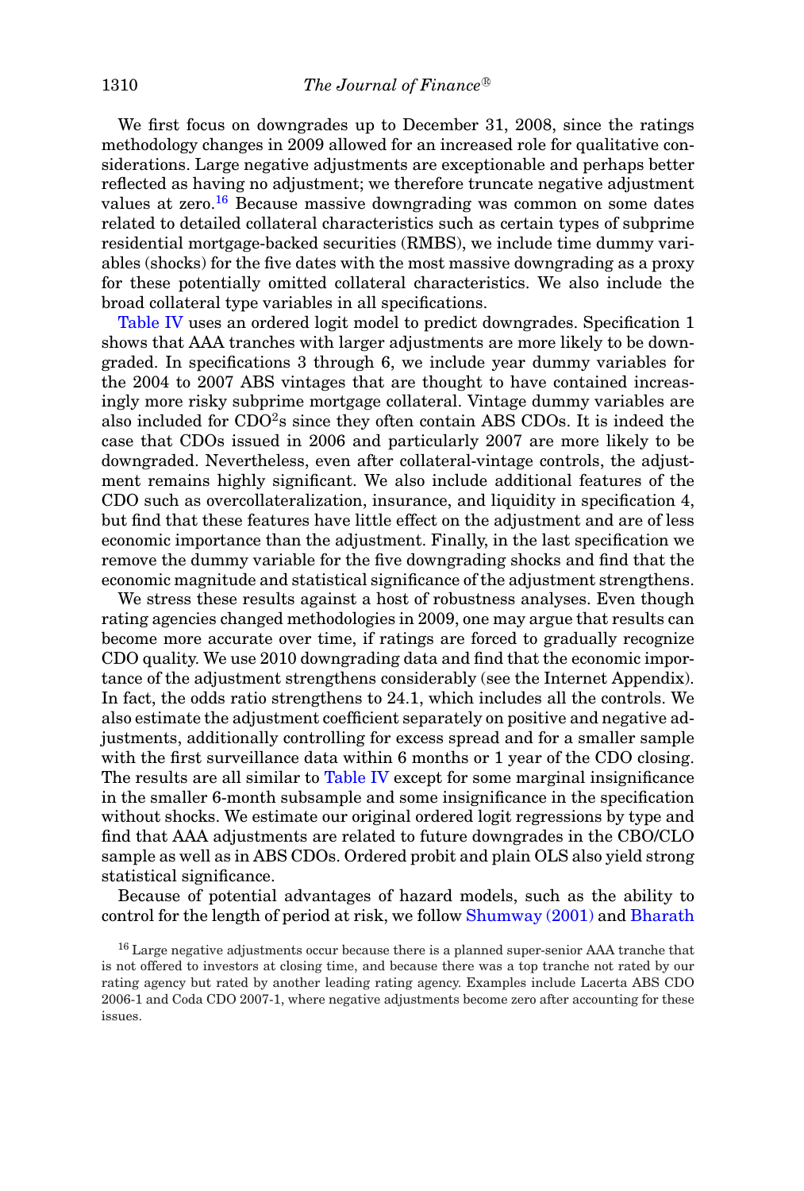We first focus on downgrades up to December 31, 2008, since the ratings methodology changes in 2009 allowed for an increased role for qualitative considerations. Large negative adjustments are exceptionable and perhaps better reflected as having no adjustment; we therefore truncate negative adjustment values at zero.[16] Because massive downgrading was common on some dates related to detailed collateral characteristics such as certain types of subprime residential mortgage-backed securities (RMBS), we include time dummy variables (shocks) for the five dates with the most massive downgrading as a proxy for these potentially omitted collateral characteristics. We also include the broad collateral type variables in all specifications.

Table IV uses an ordered logit model to predict downgrades. Specification 1 shows that AAA tranches with larger adjustments are more likely to be downgraded. In specifications 3 through 6, we include year dummy variables for the 2004 to 2007 ABS vintages that are thought to have contained increasingly more risky subprime mortgage collateral. Vintage dummy variables are also included for CDO$^2$s since they often contain ABS CDOs. It is indeed the case that CDOs issued in 2006 and particularly 2007 are more likely to be downgraded. Nevertheless, even after collateral-vintage controls, the adjustment remains highly significant. We also include additional features of the CDO such as overcollateralization, insurance, and liquidity in specification 4, but find that these features have little effect on the adjustment and are of less economic importance than the adjustment. Finally, in the last specification we remove the dummy variable for the five downgrading shocks and find that the economic magnitude and statistical significance of the adjustment strengthens.

We stress these results against a host of robustness analyses. Even though rating agencies changed methodologies in 2009, one may argue that results can become more accurate over time, if ratings are forced to gradually recognize CDO quality. We use 2010 downgrading data and find that the economic importance of the adjustment strengthens considerably (see the Internet Appendix). In fact, the odds ratio strengthens to 24.1, which includes all the controls. We also estimate the adjustment coefficient separately on positive and negative adjustments, additionally controlling for excess spread and for a smaller sample with the first surveillance data within 6 months or 1 year of the CDO closing. The results are all similar to Table IV except for some marginal insignificance in the smaller 6-month subsample and some insignificance in the specification without shocks. We estimate our original ordered logit regressions by type and find that AAA adjustments are related to future downgrades in the CBO/CLO sample as well as in ABS CDOs. Ordered probit and plain OLS also yield strong statistical significance.

Because of potential advantages of hazard models, such as the ability to control for the length of period at risk, we follow Shumway (2001) and Bharath

[16] Large negative adjustments occur because there is a planned super-senior AAA tranche that is not offered to investors at closing time, and because there was a top tranche not rated by our rating agency but rated by another leading rating agency. Examples include Lacerta ABS CDO 2006-1 and Coda CDO 2007-1, where negative adjustments become zero after accounting for these issues.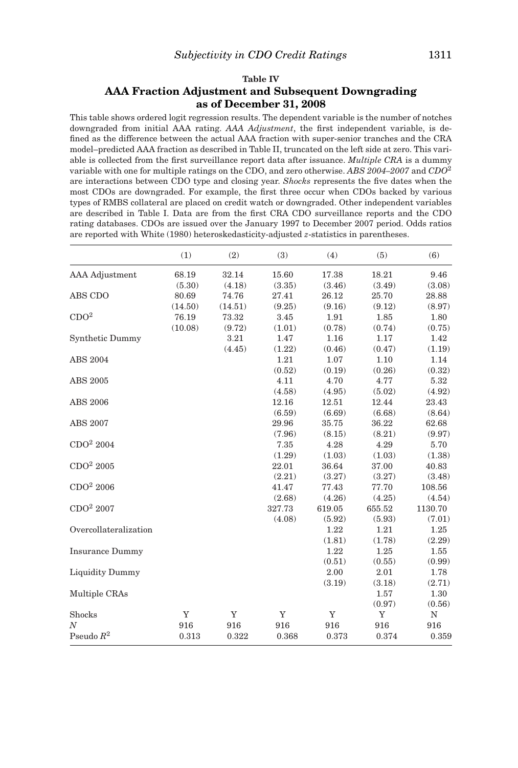**Table IV**

**AAA Fraction Adjustment and Subsequent Downgrading as of December 31, 2008**

This table shows ordered logit regression results. The dependent variable is the number of notches downgraded from initial AAA rating. *AAA Adjustment*, the first independent variable, is defined as the difference between the actual AAA fraction with super-senior tranches and the CRA model–predicted AAA fraction as described in Table II, truncated on the left side at zero. This variable is collected from the first surveillance report data after issuance. *Multiple CRA* is a dummy variable with one for multiple ratings on the CDO, and zero otherwise. *ABS 2004–2007* and *CDO*$^2$ are interactions between CDO type and closing year. *Shocks* represents the five dates when the most CDOs are downgraded. For example, the first three occur when CDOs backed by various types of RMBS collateral are placed on credit watch or downgraded. Other independent variables are described in Table I. Data are from the first CRA CDO surveillance reports and the CDO rating databases. CDOs are issued over the January 1997 to December 2007 period. Odds ratios are reported with White (1980) heteroskedasticity-adjusted $z$-statistics in parentheses.

| | (1) | (2) | (3) | (4) | (5) | (6) |
|---|---|---|---|---|---|---|
| AAA Adjustment | 68.19 | 32.14 | 15.60 | 17.38 | 18.21 | 9.46 |
| | (5.30) | (4.18) | (3.35) | (3.46) | (3.49) | (3.08) |
| ABS CDO | 80.69 | 74.76 | 27.41 | 26.12 | 25.70 | 28.88 |
| | (14.50) | (14.51) | (9.25) | (9.16) | (9.12) | (8.97) |
| CDO$^2$ | 76.19 | 73.32 | 3.45 | 1.91 | 1.85 | 1.80 |
| | (10.08) | (9.72) | (1.01) | (0.78) | (0.74) | (0.75) |
| Synthetic Dummy | | 3.21 | 1.47 | 1.16 | 1.17 | 1.42 |
| | | (4.45) | (1.22) | (0.46) | (0.47) | (1.19) |
| ABS 2004 | | | 1.21 | 1.07 | 1.10 | 1.14 |
| | | | (0.52) | (0.19) | (0.26) | (0.32) |
| ABS 2005 | | | 4.11 | 4.70 | 4.77 | 5.32 |
| | | | (4.58) | (4.95) | (5.02) | (4.92) |
| ABS 2006 | | | 12.16 | 12.51 | 12.44 | 23.43 |
| | | | (6.59) | (6.69) | (6.68) | (8.64) |
| ABS 2007 | | | 29.96 | 35.75 | 36.22 | 62.68 |
| | | | (7.96) | (8.15) | (8.21) | (9.97) |
| CDO$^2$ 2004 | | | 7.35 | 4.28 | 4.29 | 5.70 |
| | | | (1.29) | (1.03) | (1.03) | (1.38) |
| CDO$^2$ 2005 | | | 22.01 | 36.64 | 37.00 | 40.83 |
| | | | (2.21) | (3.27) | (3.27) | (3.48) |
| CDO$^2$ 2006 | | | 41.47 | 77.43 | 77.70 | 108.56 |
| | | | (2.68) | (4.26) | (4.25) | (4.54) |
| CDO$^2$ 2007 | | | 327.73 | 619.05 | 655.52 | 1130.70 |
| | | | (4.08) | (5.92) | (5.93) | (7.01) |
| Overcollateralization | | | | 1.22 | 1.21 | 1.25 |
| | | | | (1.81) | (1.78) | (2.29) |
| Insurance Dummy | | | | 1.22 | 1.25 | 1.55 |
| | | | | (0.51) | (0.55) | (0.99) |
| Liquidity Dummy | | | | 2.00 | 2.01 | 1.78 |
| | | | | (3.19) | (3.18) | (2.71) |
| Multiple CRAs | | | | | 1.57 | 1.30 |
| | | | | | (0.97) | (0.56) |
| Shocks | Y | Y | Y | Y | Y | N |
| $N$ | 916 | 916 | 916 | 916 | 916 | 916 |
| Pseudo $R^2$ | 0.313 | 0.322 | 0.368 | 0.373 | 0.374 | 0.359 |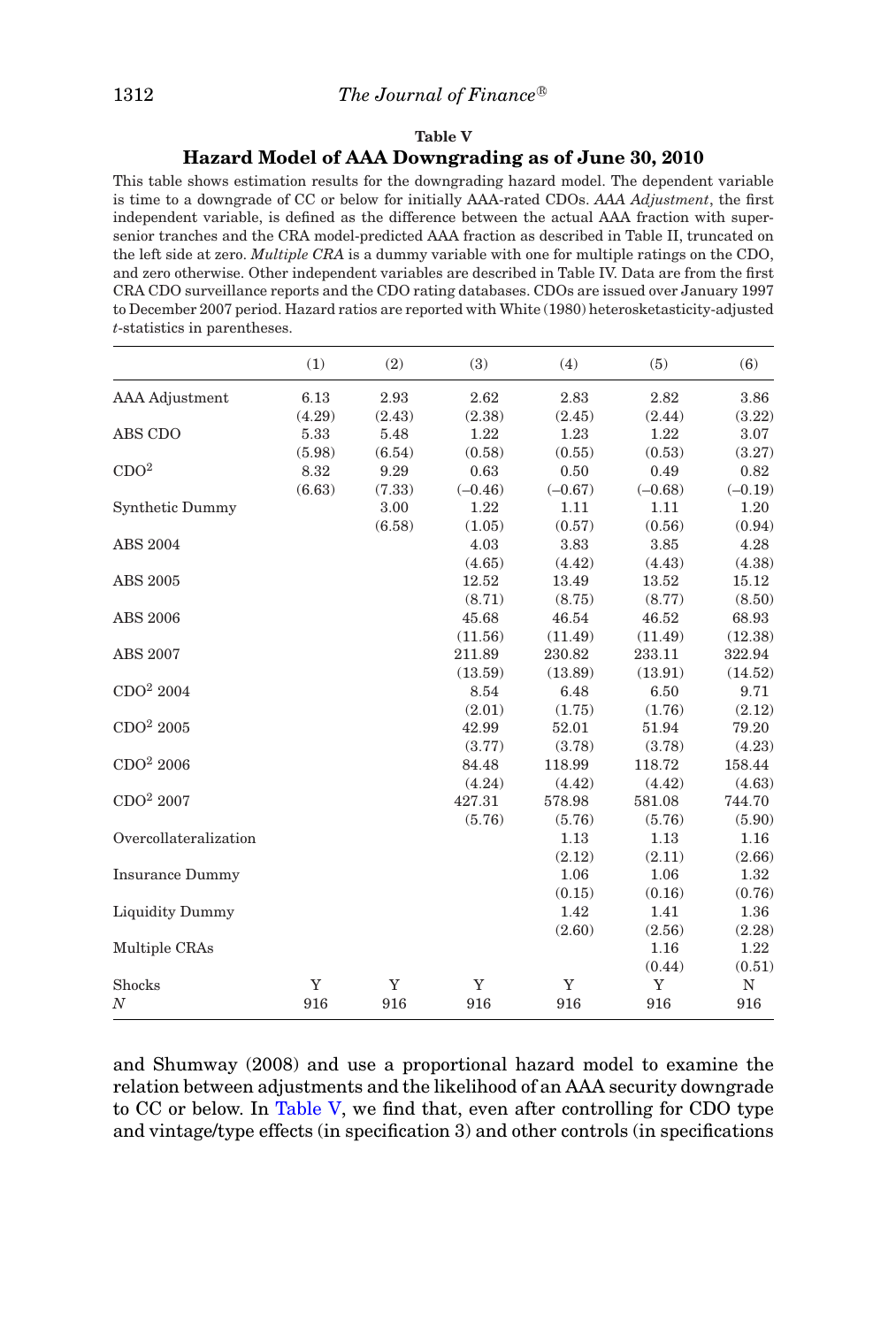**Table V**

**Hazard Model of AAA Downgrading as of June 30, 2010**

This table shows estimation results for the downgrading hazard model. The dependent variable is time to a downgrade of CC or below for initially AAA-rated CDOs. *AAA Adjustment*, the first independent variable, is defined as the difference between the actual AAA fraction with super-senior tranches and the CRA model-predicted AAA fraction as described in Table II, truncated on the left side at zero. *Multiple CRA* is a dummy variable with one for multiple ratings on the CDO, and zero otherwise. Other independent variables are described in Table IV. Data are from the first CRA CDO surveillance reports and the CDO rating databases. CDOs are issued over January 1997 to December 2007 period. Hazard ratios are reported with White (1980) heterosketasticity-adjusted *t*-statistics in parentheses.

| | (1) | (2) | (3) | (4) | (5) | (6) |
|---|---|---|---|---|---|---|
| AAA Adjustment | 6.13 | 2.93 | 2.62 | 2.83 | 2.82 | 3.86 |
| | (4.29) | (2.43) | (2.38) | (2.45) | (2.44) | (3.22) |
| ABS CDO | 5.33 | 5.48 | 1.22 | 1.23 | 1.22 | 3.07 |
| | (5.98) | (6.54) | (0.58) | (0.55) | (0.53) | (3.27) |
| $CDO^2$ | 8.32 | 9.29 | 0.63 | 0.50 | 0.49 | 0.82 |
| | (6.63) | (7.33) | (−0.46) | (−0.67) | (−0.68) | (−0.19) |
| Synthetic Dummy | | 3.00 | 1.22 | 1.11 | 1.11 | 1.20 |
| | | (6.58) | (1.05) | (0.57) | (0.56) | (0.94) |
| ABS 2004 | | | 4.03 | 3.83 | 3.85 | 4.28 |
| | | | (4.65) | (4.42) | (4.43) | (4.38) |
| ABS 2005 | | | 12.52 | 13.49 | 13.52 | 15.12 |
| | | | (8.71) | (8.75) | (8.77) | (8.50) |
| ABS 2006 | | | 45.68 | 46.54 | 46.52 | 68.93 |
| | | | (11.56) | (11.49) | (11.49) | (12.38) |
| ABS 2007 | | | 211.89 | 230.82 | 233.11 | 322.94 |
| | | | (13.59) | (13.89) | (13.91) | (14.52) |
| $CDO^2$ 2004 | | | 8.54 | 6.48 | 6.50 | 9.71 |
| | | | (2.01) | (1.75) | (1.76) | (2.12) |
| $CDO^2$ 2005 | | | 42.99 | 52.01 | 51.94 | 79.20 |
| | | | (3.77) | (3.78) | (3.78) | (4.23) |
| $CDO^2$ 2006 | | | 84.48 | 118.99 | 118.72 | 158.44 |
| | | | (4.24) | (4.42) | (4.42) | (4.63) |
| $CDO^2$ 2007 | | | 427.31 | 578.98 | 581.08 | 744.70 |
| | | | (5.76) | (5.76) | (5.76) | (5.90) |
| Overcollateralization | | | | 1.13 | 1.13 | 1.16 |
| | | | | (2.12) | (2.11) | (2.66) |
| Insurance Dummy | | | | 1.06 | 1.06 | 1.32 |
| | | | | (0.15) | (0.16) | (0.76) |
| Liquidity Dummy | | | | 1.42 | 1.41 | 1.36 |
| | | | | (2.60) | (2.56) | (2.28) |
| Multiple CRAs | | | | | 1.16 | 1.22 |
| | | | | | (0.44) | (0.51) |
| Shocks | Y | Y | Y | Y | Y | N |
| *N* | 916 | 916 | 916 | 916 | 916 | 916 |

and Shumway (2008) and use a proportional hazard model to examine the relation between adjustments and the likelihood of an AAA security downgrade to CC or below. In Table V, we find that, even after controlling for CDO type and vintage/type effects (in specification 3) and other controls (in specifications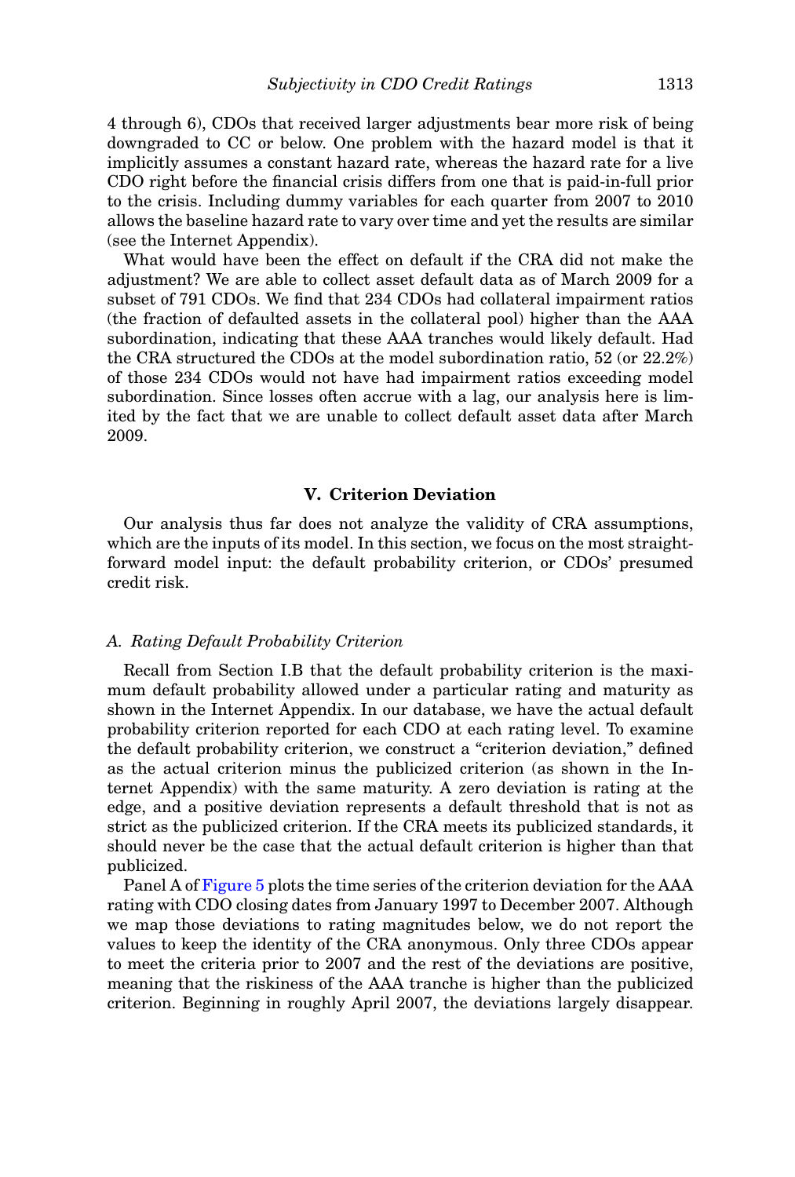4 through 6), CDOs that received larger adjustments bear more risk of being downgraded to CC or below. One problem with the hazard model is that it implicitly assumes a constant hazard rate, whereas the hazard rate for a live CDO right before the financial crisis differs from one that is paid-in-full prior to the crisis. Including dummy variables for each quarter from 2007 to 2010 allows the baseline hazard rate to vary over time and yet the results are similar (see the Internet Appendix).

What would have been the effect on default if the CRA did not make the adjustment? We are able to collect asset default data as of March 2009 for a subset of 791 CDOs. We find that 234 CDOs had collateral impairment ratios (the fraction of defaulted assets in the collateral pool) higher than the AAA subordination, indicating that these AAA tranches would likely default. Had the CRA structured the CDOs at the model subordination ratio, 52 (or 22.2%) of those 234 CDOs would not have had impairment ratios exceeding model subordination. Since losses often accrue with a lag, our analysis here is limited by the fact that we are unable to collect default asset data after March 2009.

## V. Criterion Deviation

Our analysis thus far does not analyze the validity of CRA assumptions, which are the inputs of its model. In this section, we focus on the most straightforward model input: the default probability criterion, or CDOs' presumed credit risk.

### *A. Rating Default Probability Criterion*

Recall from Section I.B that the default probability criterion is the maximum default probability allowed under a particular rating and maturity as shown in the Internet Appendix. In our database, we have the actual default probability criterion reported for each CDO at each rating level. To examine the default probability criterion, we construct a "criterion deviation," defined as the actual criterion minus the publicized criterion (as shown in the Internet Appendix) with the same maturity. A zero deviation is rating at the edge, and a positive deviation represents a default threshold that is not as strict as the publicized criterion. If the CRA meets its publicized standards, it should never be the case that the actual default criterion is higher than that publicized.

Panel A of Figure 5 plots the time series of the criterion deviation for the AAA rating with CDO closing dates from January 1997 to December 2007. Although we map those deviations to rating magnitudes below, we do not report the values to keep the identity of the CRA anonymous. Only three CDOs appear to meet the criteria prior to 2007 and the rest of the deviations are positive, meaning that the riskiness of the AAA tranche is higher than the publicized criterion. Beginning in roughly April 2007, the deviations largely disappear.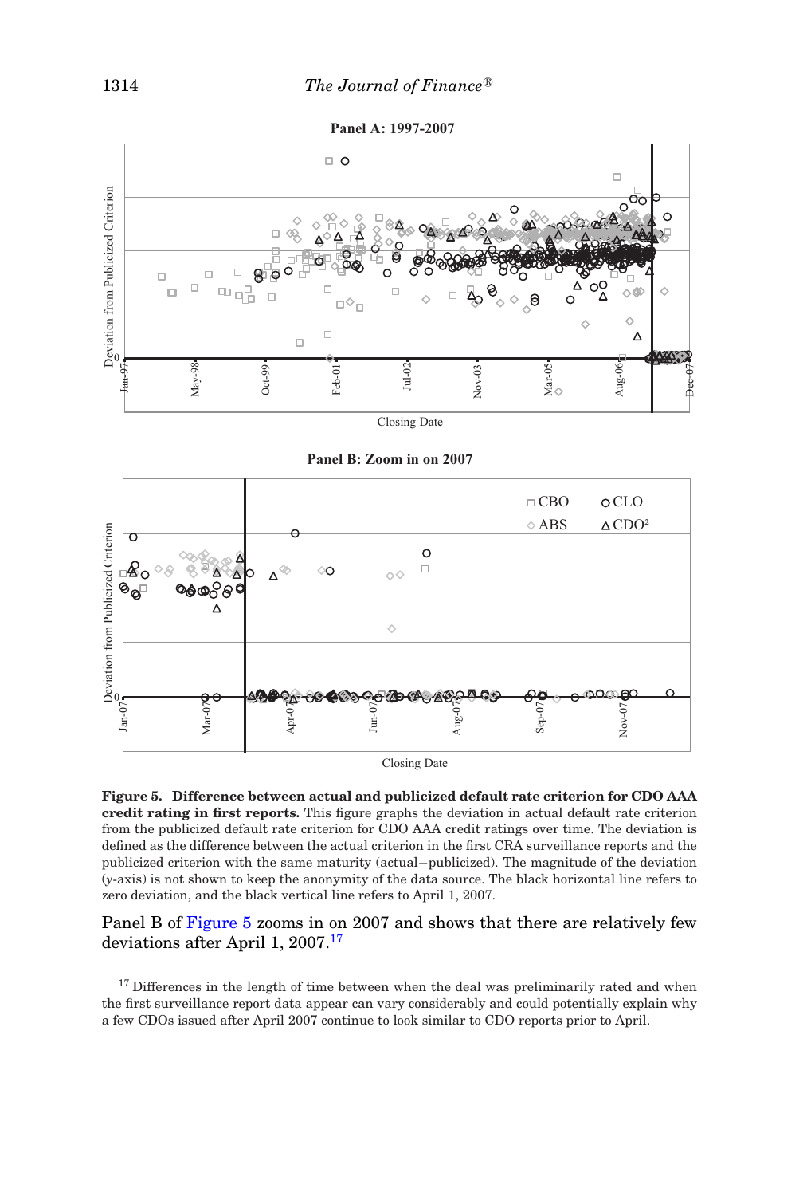**Figure 5. Difference between actual and publicized default rate criterion for CDO AAA credit rating in first reports.** This figure graphs the deviation in actual default rate criterion from the publicized default rate criterion for CDO AAA credit ratings over time. The deviation is defined as the difference between the actual criterion in the first CRA surveillance reports and the publicized criterion with the same maturity (actual−publicized). The magnitude of the deviation ($y$-axis) is not shown to keep the anonymity of the data source. The black horizontal line refers to zero deviation, and the black vertical line refers to April 1, 2007.

Panel B of Figure 5 zooms in on 2007 and shows that there are relatively few deviations after April 1, 2007.[17]

[17] Differences in the length of time between when the deal was preliminarily rated and when the first surveillance report data appear can vary considerably and could potentially explain why a few CDOs issued after April 2007 continue to look similar to CDO reports prior to April.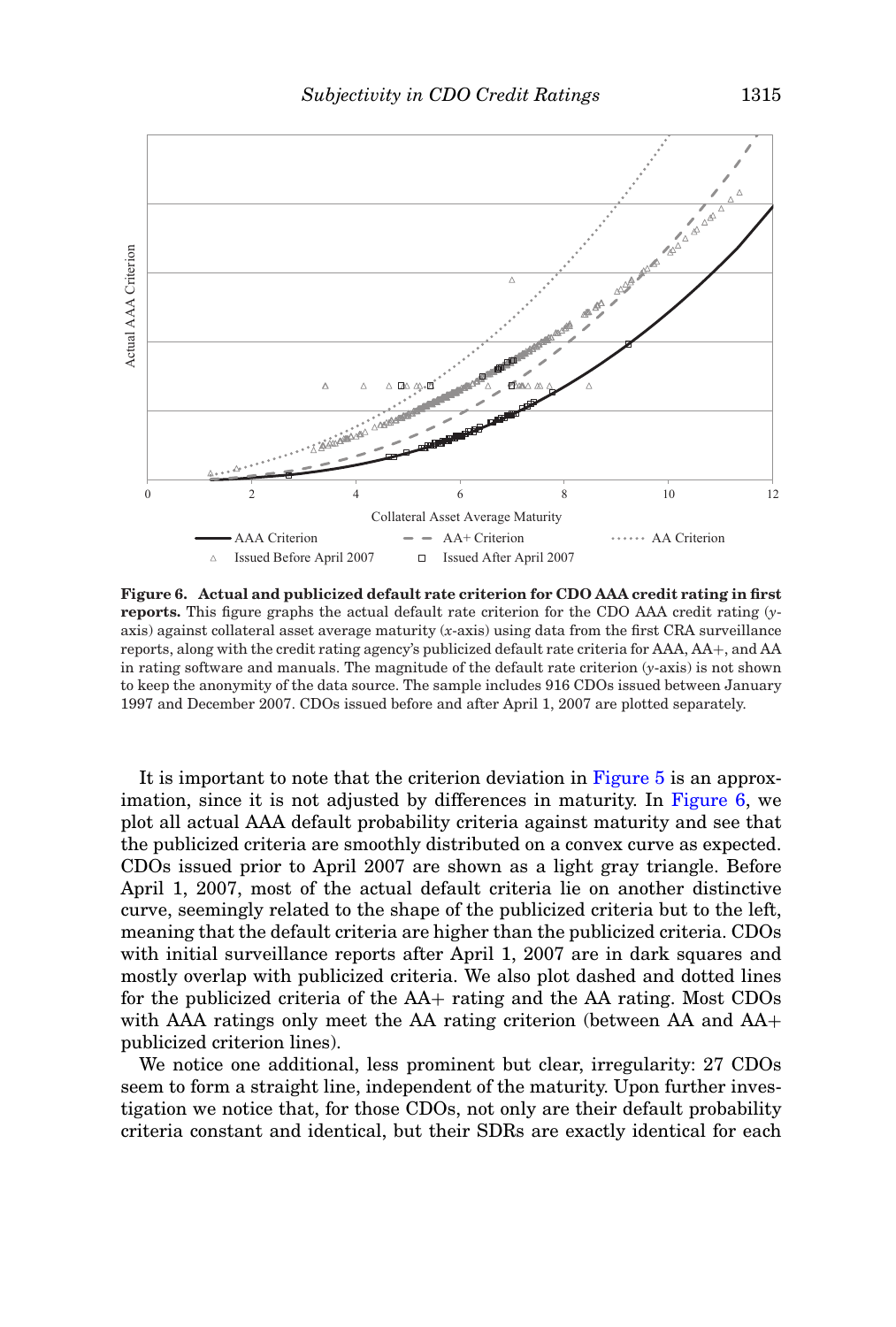**Figure 6. Actual and publicized default rate criterion for CDO AAA credit rating in first reports.** This figure graphs the actual default rate criterion for the CDO AAA credit rating ($y$-axis) against collateral asset average maturity ($x$-axis) using data from the first CRA surveillance reports, along with the credit rating agency's publicized default rate criteria for AAA, AA+, and AA in rating software and manuals. The magnitude of the default rate criterion ($y$-axis) is not shown to keep the anonymity of the data source. The sample includes 916 CDOs issued between January 1997 and December 2007. CDOs issued before and after April 1, 2007 are plotted separately.

It is important to note that the criterion deviation in Figure 5 is an approximation, since it is not adjusted by differences in maturity. In Figure 6, we plot all actual AAA default probability criteria against maturity and see that the publicized criteria are smoothly distributed on a convex curve as expected. CDOs issued prior to April 2007 are shown as a light gray triangle. Before April 1, 2007, most of the actual default criteria lie on another distinctive curve, seemingly related to the shape of the publicized criteria but to the left, meaning that the default criteria are higher than the publicized criteria. CDOs with initial surveillance reports after April 1, 2007 are in dark squares and mostly overlap with publicized criteria. We also plot dashed and dotted lines for the publicized criteria of the AA+ rating and the AA rating. Most CDOs with AAA ratings only meet the AA rating criterion (between AA and AA+ publicized criterion lines).

We notice one additional, less prominent but clear, irregularity: 27 CDOs seem to form a straight line, independent of the maturity. Upon further investigation we notice that, for those CDOs, not only are their default probability criteria constant and identical, but their SDRs are exactly identical for each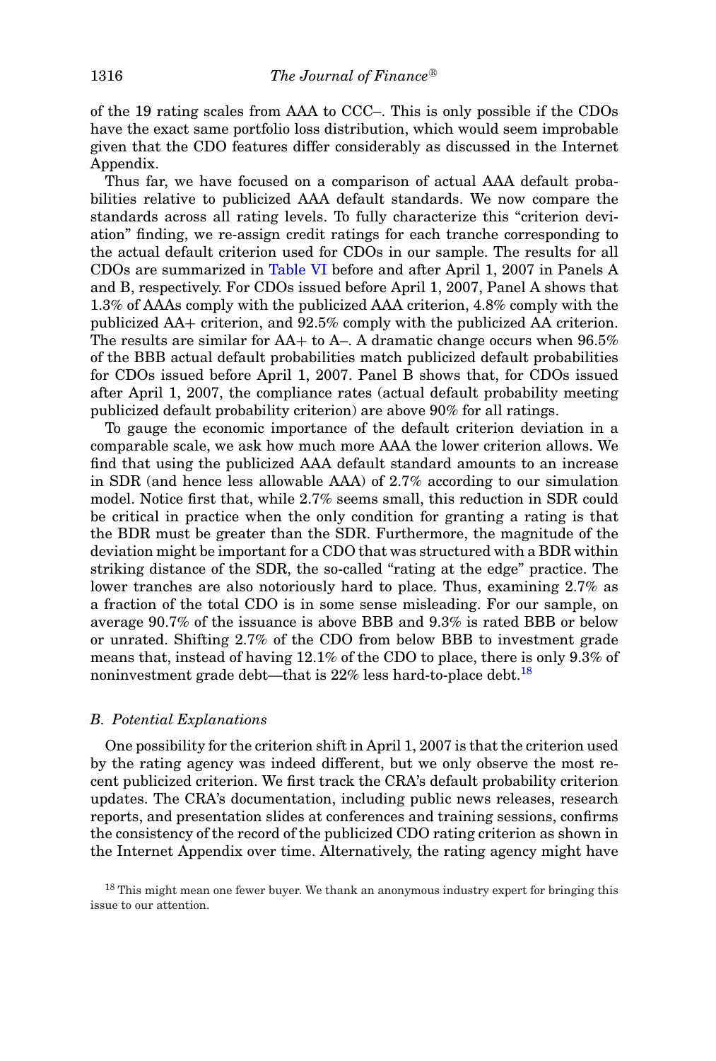of the 19 rating scales from AAA to CCC–. This is only possible if the CDOs have the exact same portfolio loss distribution, which would seem improbable given that the CDO features differ considerably as discussed in the Internet Appendix.

Thus far, we have focused on a comparison of actual AAA default probabilities relative to publicized AAA default standards. We now compare the standards across all rating levels. To fully characterize this "criterion deviation" finding, we re-assign credit ratings for each tranche corresponding to the actual default criterion used for CDOs in our sample. The results for all CDOs are summarized in Table VI before and after April 1, 2007 in Panels A and B, respectively. For CDOs issued before April 1, 2007, Panel A shows that 1.3% of AAAs comply with the publicized AAA criterion, 4.8% comply with the publicized AA+ criterion, and 92.5% comply with the publicized AA criterion. The results are similar for AA+ to A–. A dramatic change occurs when 96.5% of the BBB actual default probabilities match publicized default probabilities for CDOs issued before April 1, 2007. Panel B shows that, for CDOs issued after April 1, 2007, the compliance rates (actual default probability meeting publicized default probability criterion) are above 90% for all ratings.

To gauge the economic importance of the default criterion deviation in a comparable scale, we ask how much more AAA the lower criterion allows. We find that using the publicized AAA default standard amounts to an increase in SDR (and hence less allowable AAA) of 2.7% according to our simulation model. Notice first that, while 2.7% seems small, this reduction in SDR could be critical in practice when the only condition for granting a rating is that the BDR must be greater than the SDR. Furthermore, the magnitude of the deviation might be important for a CDO that was structured with a BDR within striking distance of the SDR, the so-called "rating at the edge" practice. The lower tranches are also notoriously hard to place. Thus, examining 2.7% as a fraction of the total CDO is in some sense misleading. For our sample, on average 90.7% of the issuance is above BBB and 9.3% is rated BBB or below or unrated. Shifting 2.7% of the CDO from below BBB to investment grade means that, instead of having 12.1% of the CDO to place, there is only 9.3% of noninvestment grade debt—that is 22% less hard-to-place debt.[18]

### *B. Potential Explanations*

One possibility for the criterion shift in April 1, 2007 is that the criterion used by the rating agency was indeed different, but we only observe the most recent publicized criterion. We first track the CRA's default probability criterion updates. The CRA's documentation, including public news releases, research reports, and presentation slides at conferences and training sessions, confirms the consistency of the record of the publicized CDO rating criterion as shown in the Internet Appendix over time. Alternatively, the rating agency might have

[18] This might mean one fewer buyer. We thank an anonymous industry expert for bringing this issue to our attention.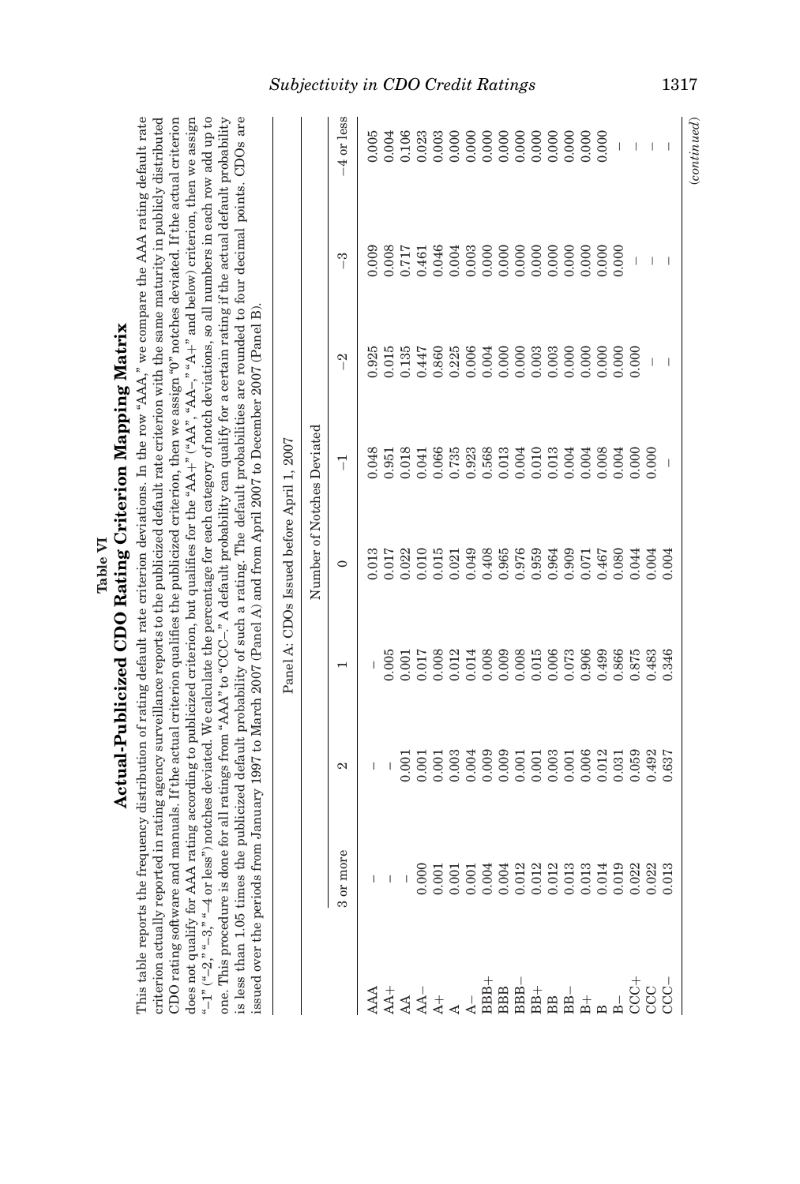## Table VI
## Actual-Publicized CDO Rating Criterion Mapping Matrix

This table reports the frequency distribution of rating default rate criterion deviations. In the row "AAA," we compare the AAA rating default rate criterion actually reported in rating agency surveillance reports to the publicized default rate criterion with the same maturity in publicly distributed CDO rating software and manuals. If the actual criterion qualifies the publicized criterion, then we assign "0" notches deviated. If the actual criterion does not qualify for AAA rating according to publicized criterion, but qualifies for the "AA+" ("AA", "AA–", "A+" and below) criterion, then we assign "–1" ("–2," "–3," "–4 or less") notches deviated. We calculate the percentage for each category of notch deviations, so all numbers in each row add up to one. This procedure is done for all ratings from "AAA" to "CCC–." A default probability can qualify for a certain rating if the actual default probability is less than 1.05 times the publicized default probability of such a rating. The default probabilities are rounded to four decimal points. CDOs are issued over the periods from January 1997 to March 2007 (Panel A) and from April 2007 to December 2007 (Panel B).

Panel A: CDOs Issued before April 1, 2007

| | Number of Notches Deviated | | | | | | | |
|---|---|---|---|---|---|---|---|---|
| | 3 or more | 2 | 1 | 0 | –1 | –2 | –3 | –4 or less |
| AAA | – | – | – | 0.013 | 0.048 | 0.925 | 0.009 | 0.005 |
| AA+ | – | – | 0.005 | 0.017 | 0.951 | 0.015 | 0.008 | 0.004 |
| AA | – | 0.001 | 0.001 | 0.022 | 0.018 | 0.135 | 0.717 | 0.106 |
| AA– | 0.000 | 0.001 | 0.017 | 0.010 | 0.041 | 0.447 | 0.461 | 0.023 |
| A+ | 0.001 | 0.001 | 0.008 | 0.015 | 0.066 | 0.860 | 0.046 | 0.003 |
| A | 0.001 | 0.003 | 0.012 | 0.021 | 0.735 | 0.225 | 0.004 | 0.000 |
| A– | 0.001 | 0.004 | 0.014 | 0.049 | 0.923 | 0.006 | 0.003 | 0.000 |
| BBB+ | 0.004 | 0.009 | 0.008 | 0.408 | 0.568 | 0.004 | 0.000 | 0.000 |
| BBB | 0.004 | 0.009 | 0.009 | 0.965 | 0.013 | 0.000 | 0.000 | 0.000 |
| BBB– | 0.012 | 0.001 | 0.008 | 0.976 | 0.004 | 0.000 | 0.000 | 0.000 |
| BB+ | 0.012 | 0.001 | 0.015 | 0.959 | 0.010 | 0.003 | 0.000 | 0.000 |
| BB | 0.012 | 0.003 | 0.006 | 0.964 | 0.013 | 0.003 | 0.000 | 0.000 |
| BB– | 0.013 | 0.001 | 0.073 | 0.909 | 0.004 | 0.000 | 0.000 | 0.000 |
| B+ | 0.013 | 0.006 | 0.906 | 0.071 | 0.004 | 0.000 | 0.000 | 0.000 |
| B | 0.014 | 0.012 | 0.499 | 0.467 | 0.008 | 0.000 | 0.000 | 0.000 |
| B– | 0.019 | 0.031 | 0.866 | 0.080 | 0.004 | 0.000 | 0.000 | – |
| CCC+ | 0.022 | 0.059 | 0.875 | 0.044 | 0.000 | 0.000 | – | – |
| CCC | 0.022 | 0.492 | 0.483 | 0.004 | 0.000 | – | – | – |
| CCC– | 0.013 | 0.637 | 0.346 | 0.004 | – | – | – | – |

(*continued*)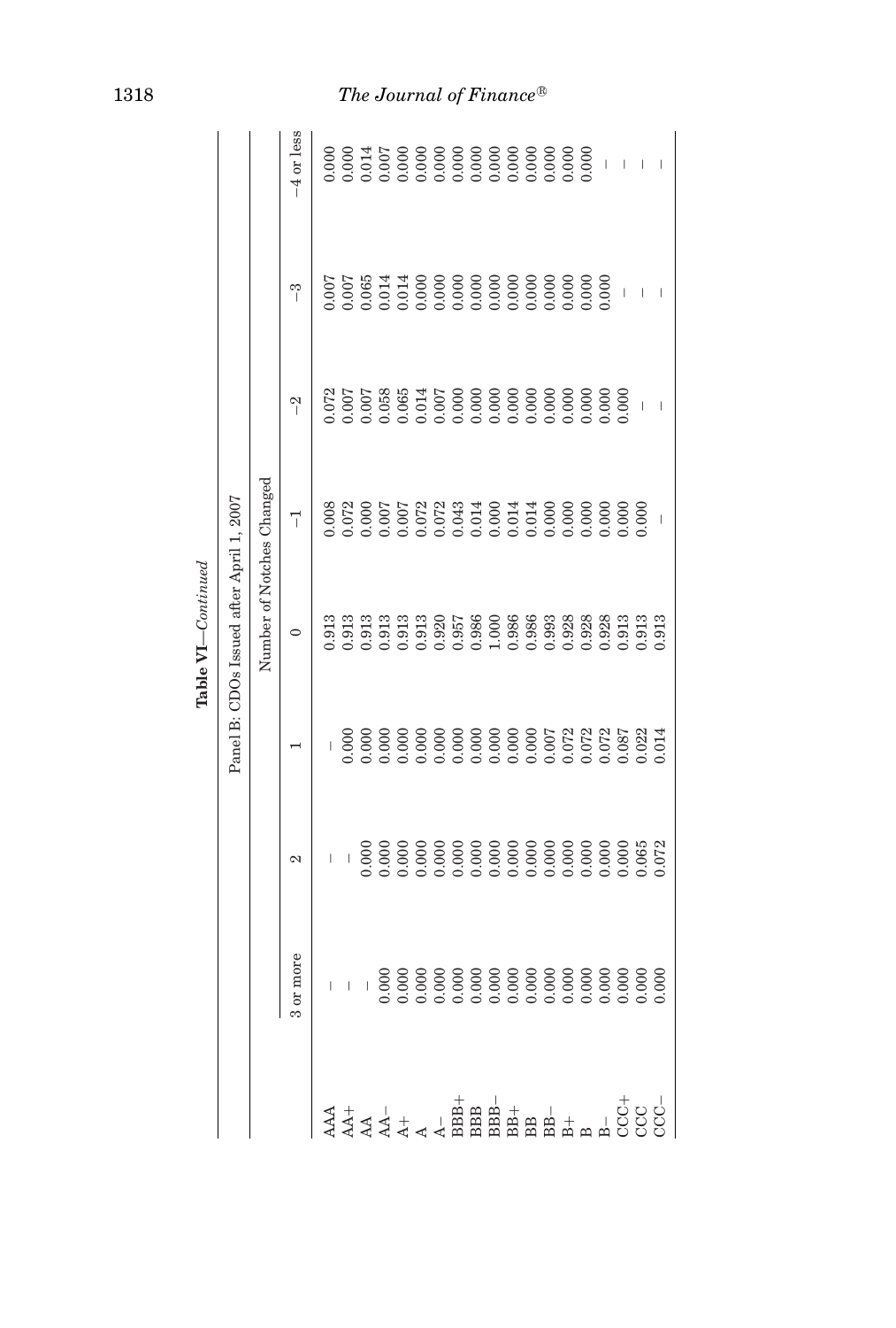**Table VI**—*Continued*

| | Panel B: CDOs Issued after April 1, 2007 | | | | | | | |
|---|---|---|---|---|---|---|---|---|
| | Number of Notches Changed | | | | | | | |
| | 3 or more | 2 | 1 | 0 | −1 | −2 | −3 | −4 or less |
| AAA | – | – | – | 0.913 | 0.008 | 0.072 | 0.007 | 0.000 |
| AA+ | – | – | 0.000 | 0.913 | 0.072 | 0.007 | 0.007 | 0.000 |
| AA | – | 0.000 | 0.000 | 0.913 | 0.000 | 0.007 | 0.065 | 0.014 |
| AA− | 0.000 | 0.000 | 0.000 | 0.913 | 0.007 | 0.058 | 0.014 | 0.007 |
| A+ | 0.000 | 0.000 | 0.000 | 0.913 | 0.007 | 0.065 | 0.014 | 0.000 |
| A | 0.000 | 0.000 | 0.000 | 0.913 | 0.072 | 0.014 | 0.000 | 0.000 |
| A− | 0.000 | 0.000 | 0.000 | 0.920 | 0.072 | 0.007 | 0.000 | 0.000 |
| BBB+ | 0.000 | 0.000 | 0.000 | 0.957 | 0.043 | 0.000 | 0.000 | 0.000 |
| BBB | 0.000 | 0.000 | 0.000 | 0.986 | 0.014 | 0.000 | 0.000 | 0.000 |
| BBB− | 0.000 | 0.000 | 0.000 | 1.000 | 0.000 | 0.000 | 0.000 | 0.000 |
| BB+ | 0.000 | 0.000 | 0.000 | 0.986 | 0.014 | 0.000 | 0.000 | 0.000 |
| BB | 0.000 | 0.000 | 0.000 | 0.986 | 0.014 | 0.000 | 0.000 | 0.000 |
| BB− | 0.000 | 0.000 | 0.007 | 0.993 | 0.000 | 0.000 | 0.000 | 0.000 |
| B+ | 0.000 | 0.000 | 0.072 | 0.928 | 0.000 | 0.000 | 0.000 | 0.000 |
| B | 0.000 | 0.000 | 0.072 | 0.928 | 0.000 | 0.000 | 0.000 | 0.000 |
| B− | 0.000 | 0.000 | 0.072 | 0.928 | 0.000 | 0.000 | 0.000 | – |
| CCC+ | 0.000 | 0.000 | 0.087 | 0.913 | 0.000 | 0.000 | – | – |
| CCC | 0.000 | 0.065 | 0.022 | 0.913 | 0.000 | – | – | – |
| CCC− | 0.000 | 0.072 | 0.014 | 0.913 | – | – | – | – |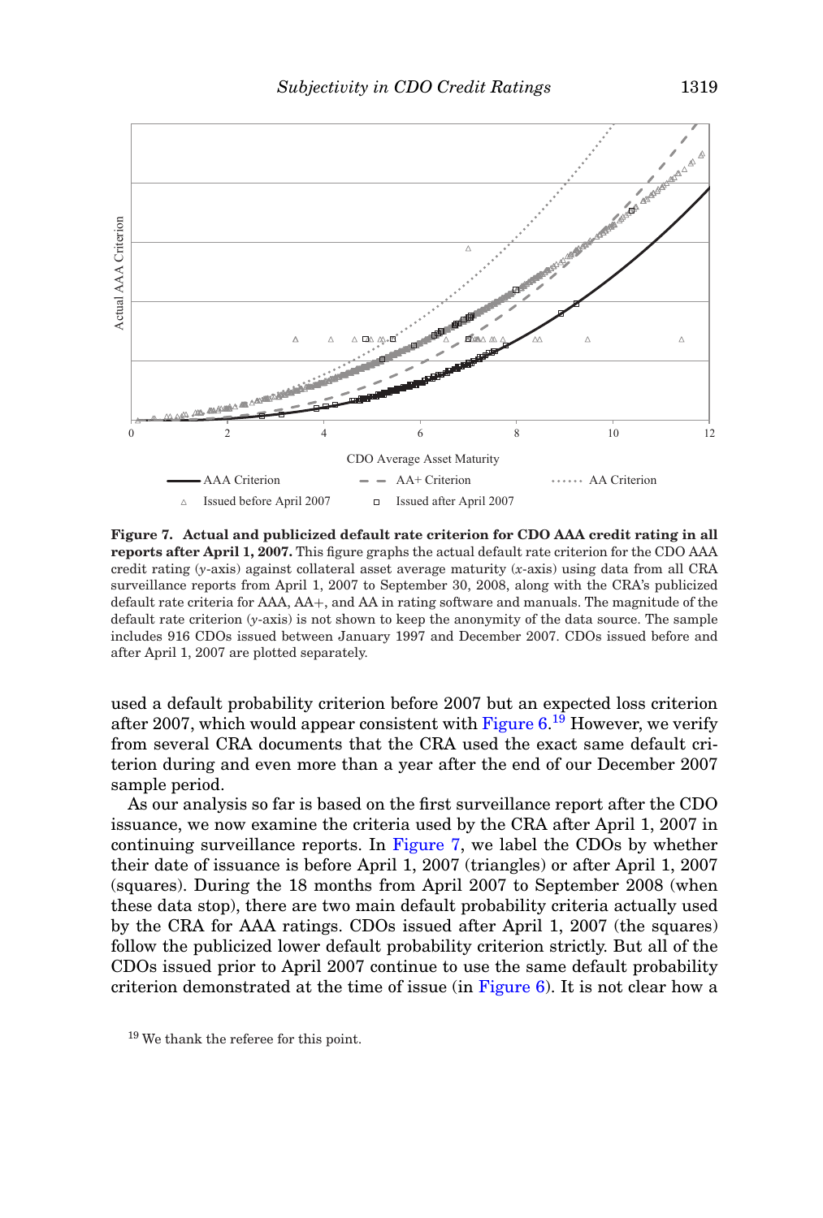**Figure 7. Actual and publicized default rate criterion for CDO AAA credit rating in all reports after April 1, 2007.** This figure graphs the actual default rate criterion for the CDO AAA credit rating ($y$-axis) against collateral asset average maturity ($x$-axis) using data from all CRA surveillance reports from April 1, 2007 to September 30, 2008, along with the CRA's publicized default rate criteria for AAA, AA+, and AA in rating software and manuals. The magnitude of the default rate criterion ($y$-axis) is not shown to keep the anonymity of the data source. The sample includes 916 CDOs issued between January 1997 and December 2007. CDOs issued before and after April 1, 2007 are plotted separately.

used a default probability criterion before 2007 but an expected loss criterion after 2007, which would appear consistent with Figure 6.[19] However, we verify from several CRA documents that the CRA used the exact same default criterion during and even more than a year after the end of our December 2007 sample period.

As our analysis so far is based on the first surveillance report after the CDO issuance, we now examine the criteria used by the CRA after April 1, 2007 in continuing surveillance reports. In Figure 7, we label the CDOs by whether their date of issuance is before April 1, 2007 (triangles) or after April 1, 2007 (squares). During the 18 months from April 2007 to September 2008 (when these data stop), there are two main default probability criteria actually used by the CRA for AAA ratings. CDOs issued after April 1, 2007 (the squares) follow the publicized lower default probability criterion strictly. But all of the CDOs issued prior to April 2007 continue to use the same default probability criterion demonstrated at the time of issue (in Figure 6). It is not clear how a

[19] We thank the referee for this point.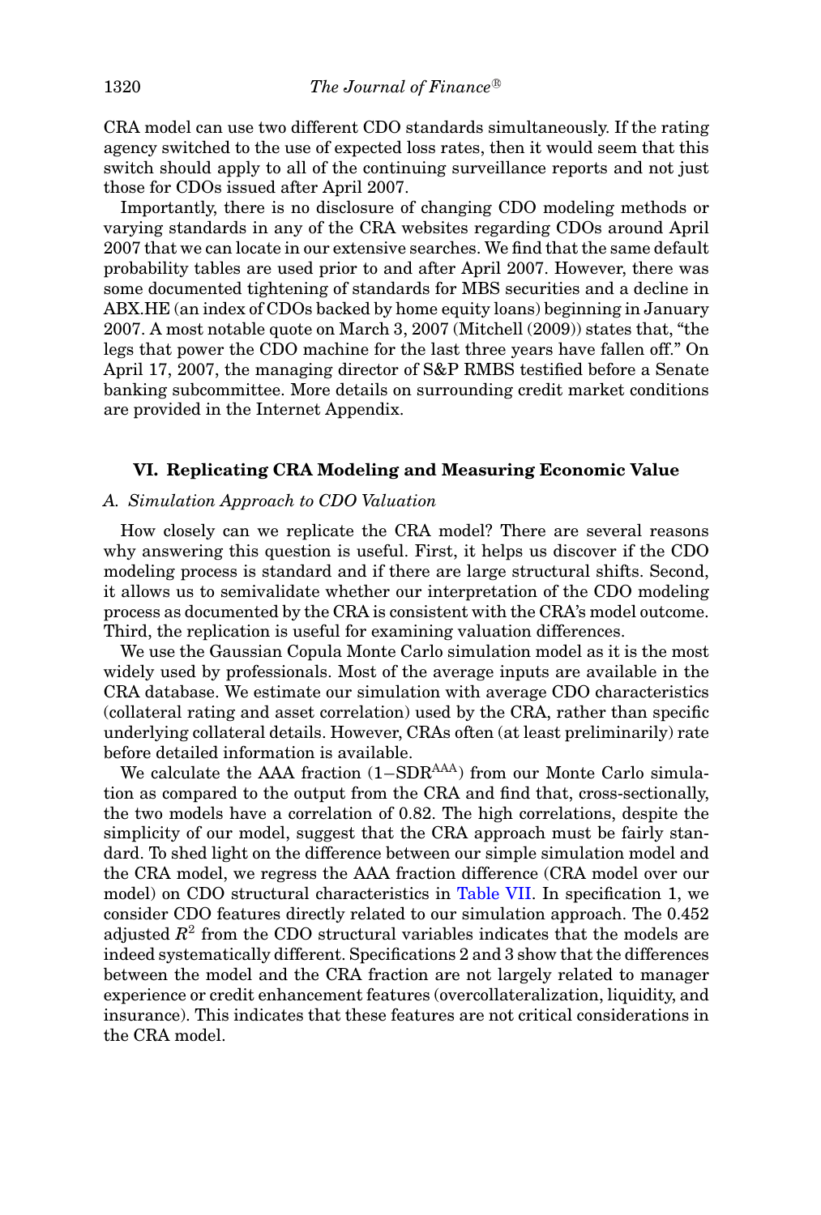CRA model can use two different CDO standards simultaneously. If the rating agency switched to the use of expected loss rates, then it would seem that this switch should apply to all of the continuing surveillance reports and not just those for CDOs issued after April 2007.

Importantly, there is no disclosure of changing CDO modeling methods or varying standards in any of the CRA websites regarding CDOs around April 2007 that we can locate in our extensive searches. We find that the same default probability tables are used prior to and after April 2007. However, there was some documented tightening of standards for MBS securities and a decline in ABX.HE (an index of CDOs backed by home equity loans) beginning in January 2007. A most notable quote on March 3, 2007 (Mitchell (2009)) states that, "the legs that power the CDO machine for the last three years have fallen off." On April 17, 2007, the managing director of S&P RMBS testified before a Senate banking subcommittee. More details on surrounding credit market conditions are provided in the Internet Appendix.

## VI. Replicating CRA Modeling and Measuring Economic Value

### *A. Simulation Approach to CDO Valuation*

How closely can we replicate the CRA model? There are several reasons why answering this question is useful. First, it helps us discover if the CDO modeling process is standard and if there are large structural shifts. Second, it allows us to semivalidate whether our interpretation of the CDO modeling process as documented by the CRA is consistent with the CRA's model outcome. Third, the replication is useful for examining valuation differences.

We use the Gaussian Copula Monte Carlo simulation model as it is the most widely used by professionals. Most of the average inputs are available in the CRA database. We estimate our simulation with average CDO characteristics (collateral rating and asset correlation) used by the CRA, rather than specific underlying collateral details. However, CRAs often (at least preliminarily) rate before detailed information is available.

We calculate the AAA fraction ($1-\text{SDR}^{\text{AAA}}$) from our Monte Carlo simulation as compared to the output from the CRA and find that, cross-sectionally, the two models have a correlation of 0.82. The high correlations, despite the simplicity of our model, suggest that the CRA approach must be fairly standard. To shed light on the difference between our simple simulation model and the CRA model, we regress the AAA fraction difference (CRA model over our model) on CDO structural characteristics in Table VII. In specification 1, we consider CDO features directly related to our simulation approach. The 0.452 adjusted $R^2$ from the CDO structural variables indicates that the models are indeed systematically different. Specifications 2 and 3 show that the differences between the model and the CRA fraction are not largely related to manager experience or credit enhancement features (overcollateralization, liquidity, and insurance). This indicates that these features are not critical considerations in the CRA model.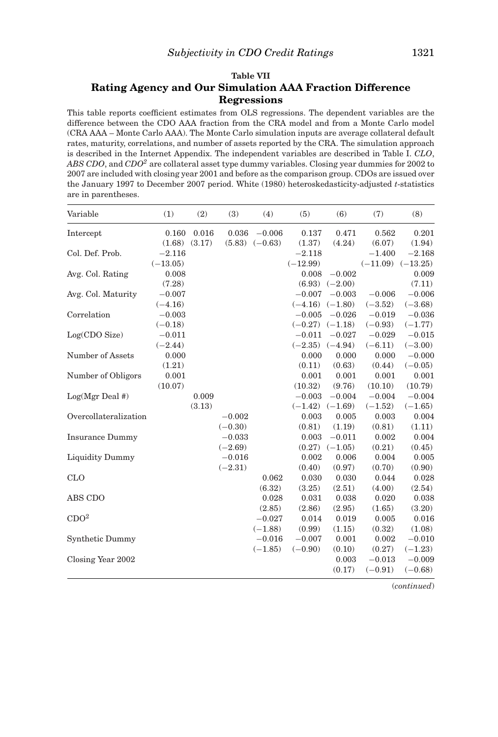**Table VII**

**Rating Agency and Our Simulation AAA Fraction Difference Regressions**

This table reports coefficient estimates from OLS regressions. The dependent variables are the difference between the CDO AAA fraction from the CRA model and from a Monte Carlo model (CRA AAA – Monte Carlo AAA). The Monte Carlo simulation inputs are average collateral default rates, maturity, correlations, and number of assets reported by the CRA. The simulation approach is described in the Internet Appendix. The independent variables are described in Table I. *CLO*, *ABS CDO*, and *CDO²* are collateral asset type dummy variables. Closing year dummies for 2002 to 2007 are included with closing year 2001 and before as the comparison group. CDOs are issued over the January 1997 to December 2007 period. White (1980) heteroskedasticity-adjusted *t*-statistics are in parentheses.

| Variable | (1) | (2) | (3) | (4) | (5) | (6) | (7) | (8) |
|---|---|---|---|---|---|---|---|---|
| Intercept | 0.160 | 0.016 | 0.036 | −0.006 | 0.137 | 0.471 | 0.562 | 0.201 |
| | (1.68) | (3.17) | (5.83) | (−0.63) | (1.37) | (4.24) | (6.07) | (1.94) |
| Col. Def. Prob. | −2.116 | | | | −2.118 | | −1.400 | −2.168 |
| | (−13.05) | | | | (−12.99) | | (−11.09) | (−13.25) |
| Avg. Col. Rating | 0.008 | | | | 0.008 | −0.002 | | 0.009 |
| | (7.28) | | | | (6.93) | (−2.00) | | (7.11) |
| Avg. Col. Maturity | −0.007 | | | | −0.007 | −0.003 | −0.006 | −0.006 |
| | (−4.16) | | | | (−4.16) | (−1.80) | (−3.52) | (−3.68) |
| Correlation | −0.003 | | | | −0.005 | −0.026 | −0.019 | −0.036 |
| | (−0.18) | | | | (−0.27) | (−1.18) | (−0.93) | (−1.77) |
| Log(CDO Size) | −0.011 | | | | −0.011 | −0.027 | −0.029 | −0.015 |
| | (−2.44) | | | | (−2.35) | (−4.94) | (−6.11) | (−3.00) |
| Number of Assets | 0.000 | | | | 0.000 | 0.000 | 0.000 | −0.000 |
| | (1.21) | | | | (0.11) | (0.63) | (0.44) | (−0.05) |
| Number of Obligors | 0.001 | | | | 0.001 | 0.001 | 0.001 | 0.001 |
| | (10.07) | | | | (10.32) | (9.76) | (10.10) | (10.79) |
| Log(Mgr Deal #) | | 0.009 | | | −0.003 | −0.004 | −0.004 | −0.004 |
| | | (3.13) | | | (−1.42) | (−1.69) | (−1.52) | (−1.65) |
| Overcollateralization | | | −0.002 | | 0.003 | 0.005 | 0.003 | 0.004 |
| | | | (−0.30) | | (0.81) | (1.19) | (0.81) | (1.11) |
| Insurance Dummy | | | −0.033 | | 0.003 | −0.011 | 0.002 | 0.004 |
| | | | (−2.69) | | (0.27) | (−1.05) | (0.21) | (0.45) |
| Liquidity Dummy | | | −0.016 | | 0.002 | 0.006 | 0.004 | 0.005 |
| | | | (−2.31) | | (0.40) | (0.97) | (0.70) | (0.90) |
| CLO | | | | 0.062 | 0.030 | 0.030 | 0.044 | 0.028 |
| | | | | (6.32) | (3.25) | (2.51) | (4.00) | (2.54) |
| ABS CDO | | | | 0.028 | 0.031 | 0.038 | 0.020 | 0.038 |
| | | | | (2.85) | (2.86) | (2.95) | (1.65) | (3.20) |
| CDO² | | | | −0.027 | 0.014 | 0.019 | 0.005 | 0.016 |
| | | | | (−1.88) | (0.99) | (1.15) | (0.32) | (1.08) |
| Synthetic Dummy | | | | −0.016 | −0.007 | 0.001 | 0.002 | −0.010 |
| | | | | (−1.85) | (−0.90) | (0.10) | (0.27) | (−1.23) |
| Closing Year 2002 | | | | | | 0.003 | −0.013 | −0.009 |
| | | | | | | (0.17) | (−0.91) | (−0.68) |

(*continued*)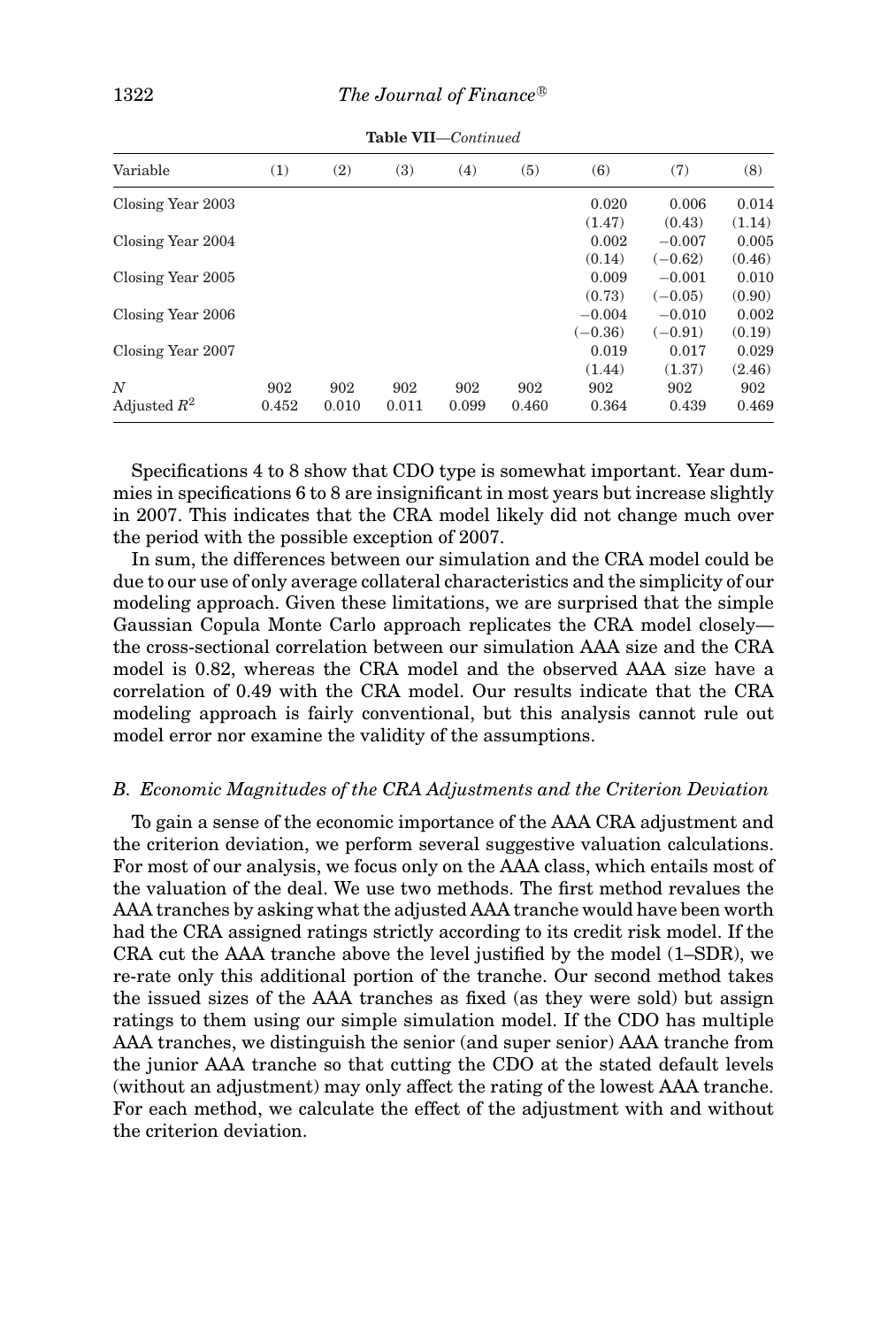**Table VII**—*Continued*

| Variable | (1) | (2) | (3) | (4) | (5) | (6) | (7) | (8) |
|---|---|---|---|---|---|---|---|---|
| Closing Year 2003 | | | | | | 0.020 | 0.006 | 0.014 |
| | | | | | | (1.47) | (0.43) | (1.14) |
| Closing Year 2004 | | | | | | 0.002 | −0.007 | 0.005 |
| | | | | | | (0.14) | (−0.62) | (0.46) |
| Closing Year 2005 | | | | | | 0.009 | −0.001 | 0.010 |
| | | | | | | (0.73) | (−0.05) | (0.90) |
| Closing Year 2006 | | | | | | −0.004 | −0.010 | 0.002 |
| | | | | | | (−0.36) | (−0.91) | (0.19) |
| Closing Year 2007 | | | | | | 0.019 | 0.017 | 0.029 |
| | | | | | | (1.44) | (1.37) | (2.46) |
| $N$ | 902 | 902 | 902 | 902 | 902 | 902 | 902 | 902 |
| Adjusted $R^2$ | 0.452 | 0.010 | 0.011 | 0.099 | 0.460 | 0.364 | 0.439 | 0.469 |

Specifications 4 to 8 show that CDO type is somewhat important. Year dummies in specifications 6 to 8 are insignificant in most years but increase slightly in 2007. This indicates that the CRA model likely did not change much over the period with the possible exception of 2007.

In sum, the differences between our simulation and the CRA model could be due to our use of only average collateral characteristics and the simplicity of our modeling approach. Given these limitations, we are surprised that the simple Gaussian Copula Monte Carlo approach replicates the CRA model closely—the cross-sectional correlation between our simulation AAA size and the CRA model is 0.82, whereas the CRA model and the observed AAA size have a correlation of 0.49 with the CRA model. Our results indicate that the CRA modeling approach is fairly conventional, but this analysis cannot rule out model error nor examine the validity of the assumptions.

### *B. Economic Magnitudes of the CRA Adjustments and the Criterion Deviation*

To gain a sense of the economic importance of the AAA CRA adjustment and the criterion deviation, we perform several suggestive valuation calculations. For most of our analysis, we focus only on the AAA class, which entails most of the valuation of the deal. We use two methods. The first method revalues the AAA tranches by asking what the adjusted AAA tranche would have been worth had the CRA assigned ratings strictly according to its credit risk model. If the CRA cut the AAA tranche above the level justified by the model (1–SDR), we re-rate only this additional portion of the tranche. Our second method takes the issued sizes of the AAA tranches as fixed (as they were sold) but assign ratings to them using our simple simulation model. If the CDO has multiple AAA tranches, we distinguish the senior (and super senior) AAA tranche from the junior AAA tranche so that cutting the CDO at the stated default levels (without an adjustment) may only affect the rating of the lowest AAA tranche. For each method, we calculate the effect of the adjustment with and without the criterion deviation.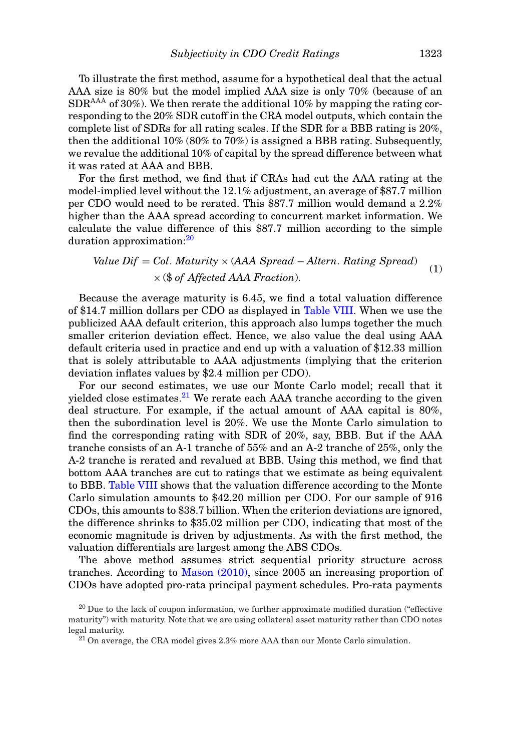To illustrate the first method, assume for a hypothetical deal that the actual AAA size is 80% but the model implied AAA size is only 70% (because of an $SDR^{AAA}$ of 30%). We then rerate the additional 10% by mapping the rating corresponding to the 20% SDR cutoff in the CRA model outputs, which contain the complete list of SDRs for all rating scales. If the SDR for a BBB rating is 20%, then the additional 10% (80% to 70%) is assigned a BBB rating. Subsequently, we revalue the additional 10% of capital by the spread difference between what it was rated at AAA and BBB.

For the first method, we find that if CRAs had cut the AAA rating at the model-implied level without the 12.1% adjustment, an average of $87.7 million per CDO would need to be rerated. This $87.7 million would demand a 2.2% higher than the AAA spread according to concurrent market information. We calculate the value difference of this $87.7 million according to the simple duration approximation:[20]

$$\begin{aligned} \textit{Value Dif} = \textit{Col. Maturity} \times (\textit{AAA Spread} - \textit{Altern. Rating Spread}) \\ \times (\$ \textit{ of Affected AAA Fraction}). \end{aligned} \tag{1}$$

Because the average maturity is 6.45, we find a total valuation difference of $14.7 million dollars per CDO as displayed in Table VIII. When we use the publicized AAA default criterion, this approach also lumps together the much smaller criterion deviation effect. Hence, we also value the deal using AAA default criteria used in practice and end up with a valuation of $12.33 million that is solely attributable to AAA adjustments (implying that the criterion deviation inflates values by $2.4 million per CDO).

For our second estimates, we use our Monte Carlo model; recall that it yielded close estimates.[21] We rerate each AAA tranche according to the given deal structure. For example, if the actual amount of AAA capital is 80%, then the subordination level is 20%. We use the Monte Carlo simulation to find the corresponding rating with SDR of 20%, say, BBB. But if the AAA tranche consists of an A-1 tranche of 55% and an A-2 tranche of 25%, only the A-2 tranche is rerated and revalued at BBB. Using this method, we find that bottom AAA tranches are cut to ratings that we estimate as being equivalent to BBB. Table VIII shows that the valuation difference according to the Monte Carlo simulation amounts to $42.20 million per CDO. For our sample of 916 CDOs, this amounts to $38.7 billion. When the criterion deviations are ignored, the difference shrinks to $35.02 million per CDO, indicating that most of the economic magnitude is driven by adjustments. As with the first method, the valuation differentials are largest among the ABS CDOs.

The above method assumes strict sequential priority structure across tranches. According to Mason (2010), since 2005 an increasing proportion of CDOs have adopted pro-rata principal payment schedules. Pro-rata payments

---

[20] Due to the lack of coupon information, we further approximate modified duration ("effective maturity") with maturity. Note that we are using collateral asset maturity rather than CDO notes legal maturity.

[21] On average, the CRA model gives 2.3% more AAA than our Monte Carlo simulation.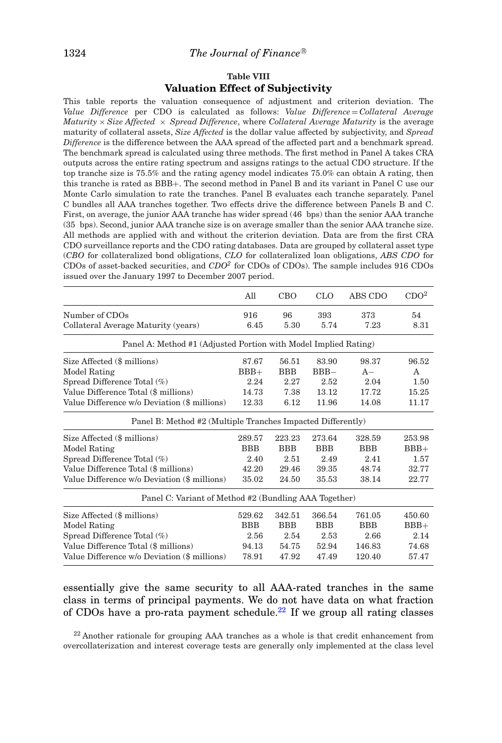**Table VIII**
**Valuation Effect of Subjectivity**

This table reports the valuation consequence of adjustment and criterion deviation. The *Value Difference* per CDO is calculated as follows: *Value Difference* = *Collateral Average Maturity* × *Size Affected* × *Spread Difference*, where *Collateral Average Maturity* is the average maturity of collateral assets, *Size Affected* is the dollar value affected by subjectivity, and *Spread Difference* is the difference between the AAA spread of the affected part and a benchmark spread. The benchmark spread is calculated using three methods. The first method in Panel A takes CRA outputs across the entire rating spectrum and assigns ratings to the actual CDO structure. If the top tranche size is 75.5% and the rating agency model indicates 75.0% can obtain A rating, then this tranche is rated as BBB+. The second method in Panel B and its variant in Panel C use our Monte Carlo simulation to rate the tranches. Panel B evaluates each tranche separately. Panel C bundles all AAA tranches together. Two effects drive the difference between Panels B and C. First, on average, the junior AAA tranche has wider spread (46 bps) than the senior AAA tranche (35 bps). Second, junior AAA tranche size is on average smaller than the senior AAA tranche size. All methods are applied with and without the criterion deviation. Data are from the first CRA CDO surveillance reports and the CDO rating databases. Data are grouped by collateral asset type (*CBO* for collateralized bond obligations, *CLO* for collateralized loan obligations, *ABS CDO* for CDOs of asset-backed securities, and *CDO²* for CDOs of CDOs). The sample includes 916 CDOs issued over the January 1997 to December 2007 period.

| | All | CBO | CLO | ABS CDO | CDO² |
|---|---|---|---|---|---|
| Number of CDOs | 916 | 96 | 393 | 373 | 54 |
| Collateral Average Maturity (years) | 6.45 | 5.30 | 5.74 | 7.23 | 8.31 |
| **Panel A: Method #1 (Adjusted Portion with Model Implied Rating)** | | | | | |
| Size Affected ($ millions) | 87.67 | 56.51 | 83.90 | 98.37 | 96.52 |
| Model Rating | BBB+ | BBB | BBB− | A− | A |
| Spread Difference Total (%) | 2.24 | 2.27 | 2.52 | 2.04 | 1.50 |
| Value Difference Total ($ millions) | 14.73 | 7.38 | 13.12 | 17.72 | 15.25 |
| Value Difference w/o Deviation ($ millions) | 12.33 | 6.12 | 11.96 | 14.08 | 11.17 |
| **Panel B: Method #2 (Multiple Tranches Impacted Differently)** | | | | | |
| Size Affected ($ millions) | 289.57 | 223.23 | 273.64 | 328.59 | 253.98 |
| Model Rating | BBB | BBB | BBB | BBB | BBB+ |
| Spread Difference Total (%) | 2.40 | 2.51 | 2.49 | 2.41 | 1.57 |
| Value Difference Total ($ millions) | 42.20 | 29.46 | 39.35 | 48.74 | 32.77 |
| Value Difference w/o Deviation ($ millions) | 35.02 | 24.50 | 35.53 | 38.14 | 22.77 |
| **Panel C: Variant of Method #2 (Bundling AAA Together)** | | | | | |
| Size Affected ($ millions) | 529.62 | 342.51 | 366.54 | 761.05 | 450.60 |
| Model Rating | BBB | BBB | BBB | BBB | BBB+ |
| Spread Difference Total (%) | 2.56 | 2.54 | 2.53 | 2.66 | 2.14 |
| Value Difference Total ($ millions) | 94.13 | 54.75 | 52.94 | 146.83 | 74.68 |
| Value Difference w/o Deviation ($ millions) | 78.91 | 47.92 | 47.49 | 120.40 | 57.47 |

essentially give the same security to all AAA-rated tranches in the same class in terms of principal payments. We do not have data on what fraction of CDOs have a pro-rata payment schedule.[22] If we group all rating classes

[22] Another rationale for grouping AAA tranches as a whole is that credit enhancement from overcollaterization and interest coverage tests are generally only implemented at the class level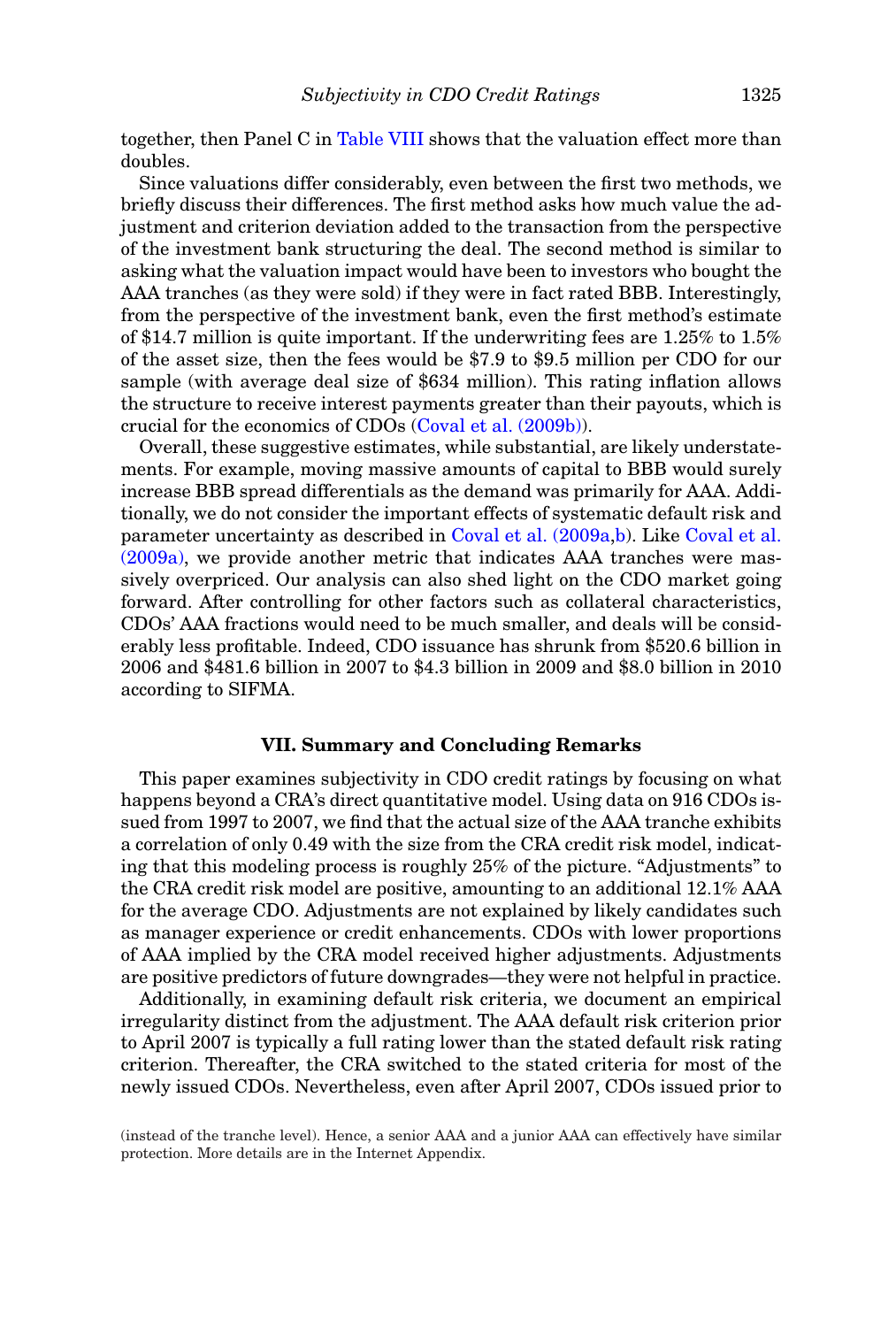together, then Panel C in Table VIII shows that the valuation effect more than doubles.

Since valuations differ considerably, even between the first two methods, we briefly discuss their differences. The first method asks how much value the adjustment and criterion deviation added to the transaction from the perspective of the investment bank structuring the deal. The second method is similar to asking what the valuation impact would have been to investors who bought the AAA tranches (as they were sold) if they were in fact rated BBB. Interestingly, from the perspective of the investment bank, even the first method's estimate of $14.7 million is quite important. If the underwriting fees are 1.25% to 1.5% of the asset size, then the fees would be $7.9 to $9.5 million per CDO for our sample (with average deal size of $634 million). This rating inflation allows the structure to receive interest payments greater than their payouts, which is crucial for the economics of CDOs (Coval et al. (2009b)).

Overall, these suggestive estimates, while substantial, are likely understatements. For example, moving massive amounts of capital to BBB would surely increase BBB spread differentials as the demand was primarily for AAA. Additionally, we do not consider the important effects of systematic default risk and parameter uncertainty as described in Coval et al. (2009a,b). Like Coval et al. (2009a), we provide another metric that indicates AAA tranches were massively overpriced. Our analysis can also shed light on the CDO market going forward. After controlling for other factors such as collateral characteristics, CDOs' AAA fractions would need to be much smaller, and deals will be considerably less profitable. Indeed, CDO issuance has shrunk from $520.6 billion in 2006 and $481.6 billion in 2007 to $4.3 billion in 2009 and $8.0 billion in 2010 according to SIFMA.

## VII. Summary and Concluding Remarks

This paper examines subjectivity in CDO credit ratings by focusing on what happens beyond a CRA's direct quantitative model. Using data on 916 CDOs issued from 1997 to 2007, we find that the actual size of the AAA tranche exhibits a correlation of only 0.49 with the size from the CRA credit risk model, indicating that this modeling process is roughly 25% of the picture. "Adjustments" to the CRA credit risk model are positive, amounting to an additional 12.1% AAA for the average CDO. Adjustments are not explained by likely candidates such as manager experience or credit enhancements. CDOs with lower proportions of AAA implied by the CRA model received higher adjustments. Adjustments are positive predictors of future downgrades—they were not helpful in practice.

Additionally, in examining default risk criteria, we document an empirical irregularity distinct from the adjustment. The AAA default risk criterion prior to April 2007 is typically a full rating lower than the stated default risk rating criterion. Thereafter, the CRA switched to the stated criteria for most of the newly issued CDOs. Nevertheless, even after April 2007, CDOs issued prior to

(instead of the tranche level). Hence, a senior AAA and a junior AAA can effectively have similar protection. More details are in the Internet Appendix.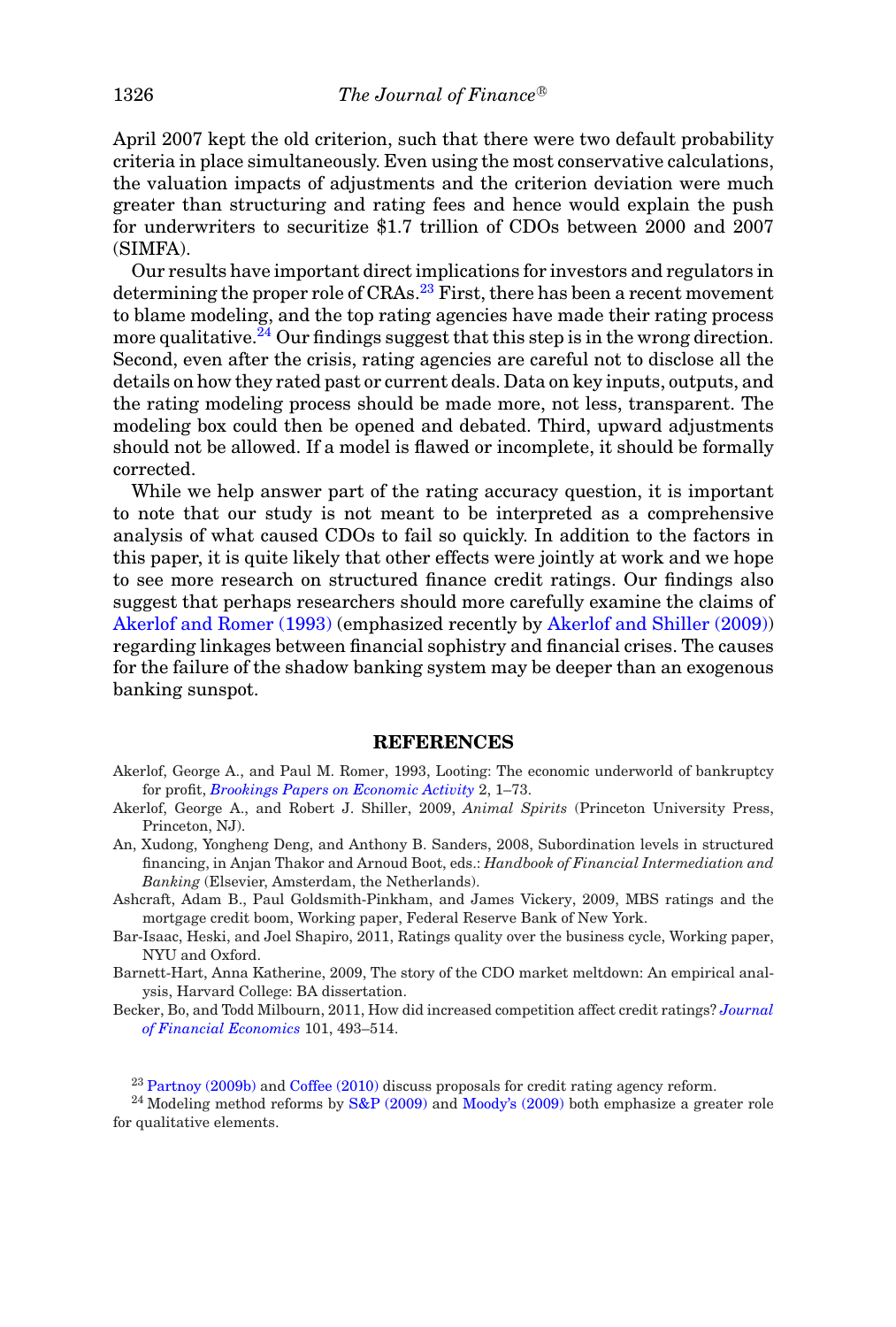April 2007 kept the old criterion, such that there were two default probability criteria in place simultaneously. Even using the most conservative calculations, the valuation impacts of adjustments and the criterion deviation were much greater than structuring and rating fees and hence would explain the push for underwriters to securitize $1.7 trillion of CDOs between 2000 and 2007 (SIMFA).

Our results have important direct implications for investors and regulators in determining the proper role of CRAs.[23] First, there has been a recent movement to blame modeling, and the top rating agencies have made their rating process more qualitative.[24] Our findings suggest that this step is in the wrong direction. Second, even after the crisis, rating agencies are careful not to disclose all the details on how they rated past or current deals. Data on key inputs, outputs, and the rating modeling process should be made more, not less, transparent. The modeling box could then be opened and debated. Third, upward adjustments should not be allowed. If a model is flawed or incomplete, it should be formally corrected.

While we help answer part of the rating accuracy question, it is important to note that our study is not meant to be interpreted as a comprehensive analysis of what caused CDOs to fail so quickly. In addition to the factors in this paper, it is quite likely that other effects were jointly at work and we hope to see more research on structured finance credit ratings. Our findings also suggest that perhaps researchers should more carefully examine the claims of Akerlof and Romer (1993) (emphasized recently by Akerlof and Shiller (2009)) regarding linkages between financial sophistry and financial crises. The causes for the failure of the shadow banking system may be deeper than an exogenous banking sunspot.

## REFERENCES

Akerlof, George A., and Paul M. Romer, 1993, Looting: The economic underworld of bankruptcy for profit, *Brookings Papers on Economic Activity* 2, 1–73.

Akerlof, George A., and Robert J. Shiller, 2009, *Animal Spirits* (Princeton University Press, Princeton, NJ).

An, Xudong, Yongheng Deng, and Anthony B. Sanders, 2008, Subordination levels in structured financing, in Anjan Thakor and Arnoud Boot, eds.: *Handbook of Financial Intermediation and Banking* (Elsevier, Amsterdam, the Netherlands).

Ashcraft, Adam B., Paul Goldsmith-Pinkham, and James Vickery, 2009, MBS ratings and the mortgage credit boom, Working paper, Federal Reserve Bank of New York.

Bar-Isaac, Heski, and Joel Shapiro, 2011, Ratings quality over the business cycle, Working paper, NYU and Oxford.

Barnett-Hart, Anna Katherine, 2009, The story of the CDO market meltdown: An empirical analysis, Harvard College: BA dissertation.

Becker, Bo, and Todd Milbourn, 2011, How did increased competition affect credit ratings? *Journal of Financial Economics* 101, 493–514.

[23] Partnoy (2009b) and Coffee (2010) discuss proposals for credit rating agency reform.

[24] Modeling method reforms by S&P (2009) and Moody's (2009) both emphasize a greater role for qualitative elements.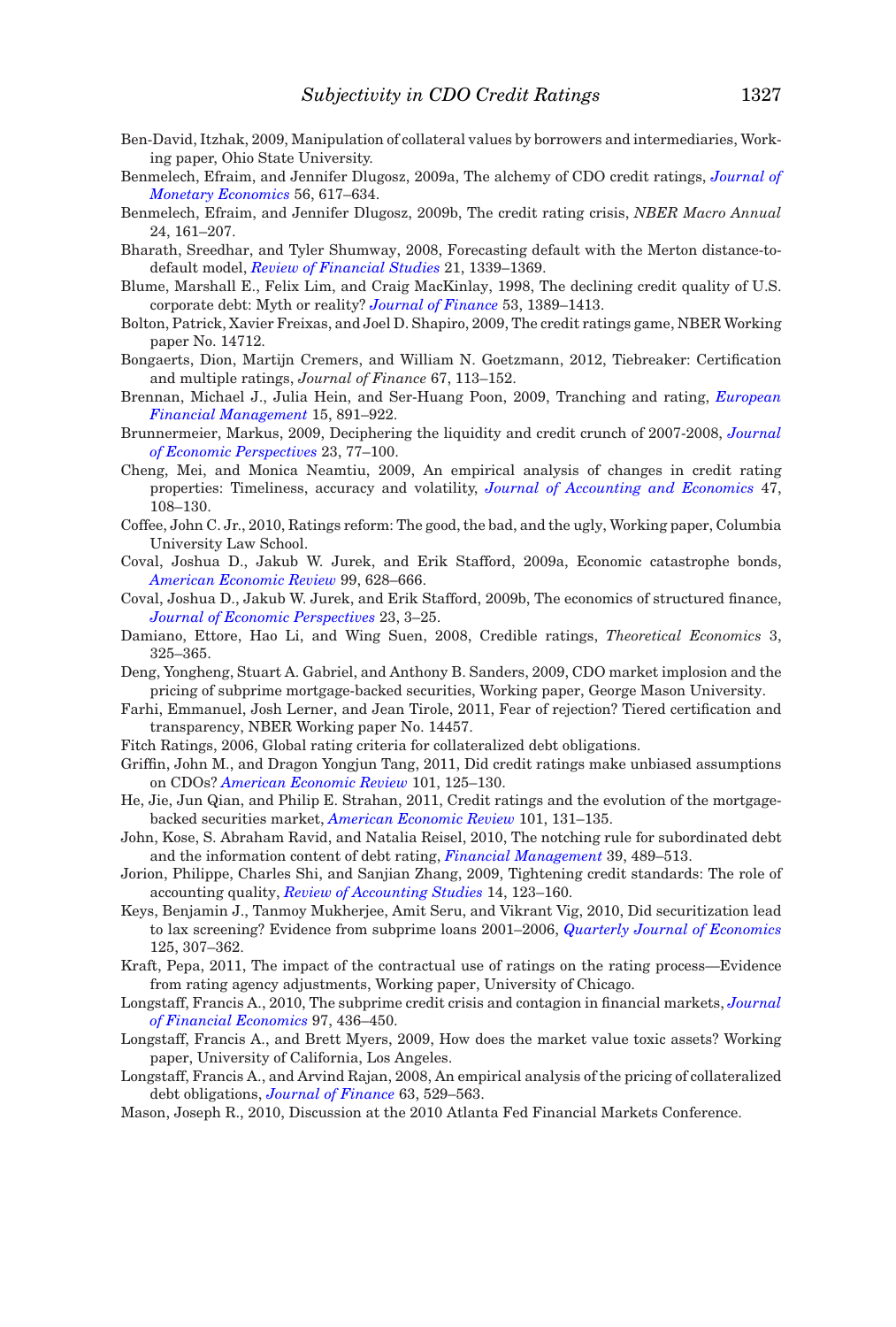Ben-David, Itzhak, 2009, Manipulation of collateral values by borrowers and intermediaries, Working paper, Ohio State University.

Benmelech, Efraim, and Jennifer Dlugosz, 2009a, The alchemy of CDO credit ratings, *Journal of Monetary Economics* 56, 617–634.

Benmelech, Efraim, and Jennifer Dlugosz, 2009b, The credit rating crisis, *NBER Macro Annual* 24, 161–207.

Bharath, Sreedhar, and Tyler Shumway, 2008, Forecasting default with the Merton distance-to-default model, *Review of Financial Studies* 21, 1339–1369.

Blume, Marshall E., Felix Lim, and Craig MacKinlay, 1998, The declining credit quality of U.S. corporate debt: Myth or reality? *Journal of Finance* 53, 1389–1413.

Bolton, Patrick, Xavier Freixas, and Joel D. Shapiro, 2009, The credit ratings game, NBER Working paper No. 14712.

Bongaerts, Dion, Martijn Cremers, and William N. Goetzmann, 2012, Tiebreaker: Certification and multiple ratings, *Journal of Finance* 67, 113–152.

Brennan, Michael J., Julia Hein, and Ser-Huang Poon, 2009, Tranching and rating, *European Financial Management* 15, 891–922.

Brunnermeier, Markus, 2009, Deciphering the liquidity and credit crunch of 2007-2008, *Journal of Economic Perspectives* 23, 77–100.

Cheng, Mei, and Monica Neamtiu, 2009, An empirical analysis of changes in credit rating properties: Timeliness, accuracy and volatility, *Journal of Accounting and Economics* 47, 108–130.

Coffee, John C. Jr., 2010, Ratings reform: The good, the bad, and the ugly, Working paper, Columbia University Law School.

Coval, Joshua D., Jakub W. Jurek, and Erik Stafford, 2009a, Economic catastrophe bonds, *American Economic Review* 99, 628–666.

Coval, Joshua D., Jakub W. Jurek, and Erik Stafford, 2009b, The economics of structured finance, *Journal of Economic Perspectives* 23, 3–25.

Damiano, Ettore, Hao Li, and Wing Suen, 2008, Credible ratings, *Theoretical Economics* 3, 325–365.

Deng, Yongheng, Stuart A. Gabriel, and Anthony B. Sanders, 2009, CDO market implosion and the pricing of subprime mortgage-backed securities, Working paper, George Mason University.

Farhi, Emmanuel, Josh Lerner, and Jean Tirole, 2011, Fear of rejection? Tiered certification and transparency, NBER Working paper No. 14457.

Fitch Ratings, 2006, Global rating criteria for collateralized debt obligations.

Griffin, John M., and Dragon Yongjun Tang, 2011, Did credit ratings make unbiased assumptions on CDOs? *American Economic Review* 101, 125–130.

He, Jie, Jun Qian, and Philip E. Strahan, 2011, Credit ratings and the evolution of the mortgage-backed securities market, *American Economic Review* 101, 131–135.

John, Kose, S. Abraham Ravid, and Natalia Reisel, 2010, The notching rule for subordinated debt and the information content of debt rating, *Financial Management* 39, 489–513.

Jorion, Philippe, Charles Shi, and Sanjian Zhang, 2009, Tightening credit standards: The role of accounting quality, *Review of Accounting Studies* 14, 123–160.

Keys, Benjamin J., Tanmoy Mukherjee, Amit Seru, and Vikrant Vig, 2010, Did securitization lead to lax screening? Evidence from subprime loans 2001–2006, *Quarterly Journal of Economics* 125, 307–362.

Kraft, Pepa, 2011, The impact of the contractual use of ratings on the rating process—Evidence from rating agency adjustments, Working paper, University of Chicago.

Longstaff, Francis A., 2010, The subprime credit crisis and contagion in financial markets, *Journal of Financial Economics* 97, 436–450.

Longstaff, Francis A., and Brett Myers, 2009, How does the market value toxic assets? Working paper, University of California, Los Angeles.

Longstaff, Francis A., and Arvind Rajan, 2008, An empirical analysis of the pricing of collateralized debt obligations, *Journal of Finance* 63, 529–563.

Mason, Joseph R., 2010, Discussion at the 2010 Atlanta Fed Financial Markets Conference.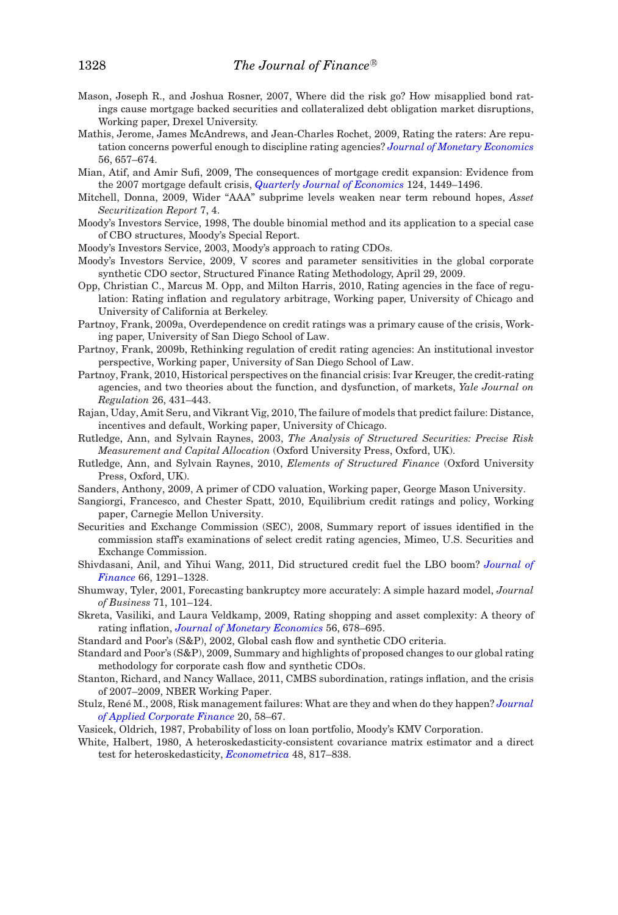Mason, Joseph R., and Joshua Rosner, 2007, Where did the risk go? How misapplied bond ratings cause mortgage backed securities and collateralized debt obligation market disruptions, Working paper, Drexel University.

Mathis, Jerome, James McAndrews, and Jean-Charles Rochet, 2009, Rating the raters: Are reputation concerns powerful enough to discipline rating agencies? *Journal of Monetary Economics* 56, 657–674.

Mian, Atif, and Amir Sufi, 2009, The consequences of mortgage credit expansion: Evidence from the 2007 mortgage default crisis, *Quarterly Journal of Economics* 124, 1449–1496.

Mitchell, Donna, 2009, Wider "AAA" subprime levels weaken near term rebound hopes, *Asset Securitization Report* 7, 4.

Moody's Investors Service, 1998, The double binomial method and its application to a special case of CBO structures, Moody's Special Report.

Moody's Investors Service, 2003, Moody's approach to rating CDOs.

Moody's Investors Service, 2009, V scores and parameter sensitivities in the global corporate synthetic CDO sector, Structured Finance Rating Methodology, April 29, 2009.

Opp, Christian C., Marcus M. Opp, and Milton Harris, 2010, Rating agencies in the face of regulation: Rating inflation and regulatory arbitrage, Working paper, University of Chicago and University of California at Berkeley.

Partnoy, Frank, 2009a, Overdependence on credit ratings was a primary cause of the crisis, Working paper, University of San Diego School of Law.

Partnoy, Frank, 2009b, Rethinking regulation of credit rating agencies: An institutional investor perspective, Working paper, University of San Diego School of Law.

Partnoy, Frank, 2010, Historical perspectives on the financial crisis: Ivar Kreuger, the credit-rating agencies, and two theories about the function, and dysfunction, of markets, *Yale Journal on Regulation* 26, 431–443.

Rajan, Uday, Amit Seru, and Vikrant Vig, 2010, The failure of models that predict failure: Distance, incentives and default, Working paper, University of Chicago.

Rutledge, Ann, and Sylvain Raynes, 2003, *The Analysis of Structured Securities: Precise Risk Measurement and Capital Allocation* (Oxford University Press, Oxford, UK).

Rutledge, Ann, and Sylvain Raynes, 2010, *Elements of Structured Finance* (Oxford University Press, Oxford, UK).

Sanders, Anthony, 2009, A primer of CDO valuation, Working paper, George Mason University.

Sangiorgi, Francesco, and Chester Spatt, 2010, Equilibrium credit ratings and policy, Working paper, Carnegie Mellon University.

Securities and Exchange Commission (SEC), 2008, Summary report of issues identified in the commission staff's examinations of select credit rating agencies, Mimeo, U.S. Securities and Exchange Commission.

Shivdasani, Anil, and Yihui Wang, 2011, Did structured credit fuel the LBO boom? *Journal of Finance* 66, 1291–1328.

Shumway, Tyler, 2001, Forecasting bankruptcy more accurately: A simple hazard model, *Journal of Business* 71, 101–124.

Skreta, Vasiliki, and Laura Veldkamp, 2009, Rating shopping and asset complexity: A theory of rating inflation, *Journal of Monetary Economics* 56, 678–695.

Standard and Poor's (S&P), 2002, Global cash flow and synthetic CDO criteria.

Standard and Poor's (S&P), 2009, Summary and highlights of proposed changes to our global rating methodology for corporate cash flow and synthetic CDOs.

Stanton, Richard, and Nancy Wallace, 2011, CMBS subordination, ratings inflation, and the crisis of 2007–2009, NBER Working Paper.

Stulz, René M., 2008, Risk management failures: What are they and when do they happen? *Journal of Applied Corporate Finance* 20, 58–67.

Vasicek, Oldrich, 1987, Probability of loss on loan portfolio, Moody's KMV Corporation.

White, Halbert, 1980, A heteroskedasticity-consistent covariance matrix estimator and a direct test for heteroskedasticity, *Econometrica* 48, 817–838.